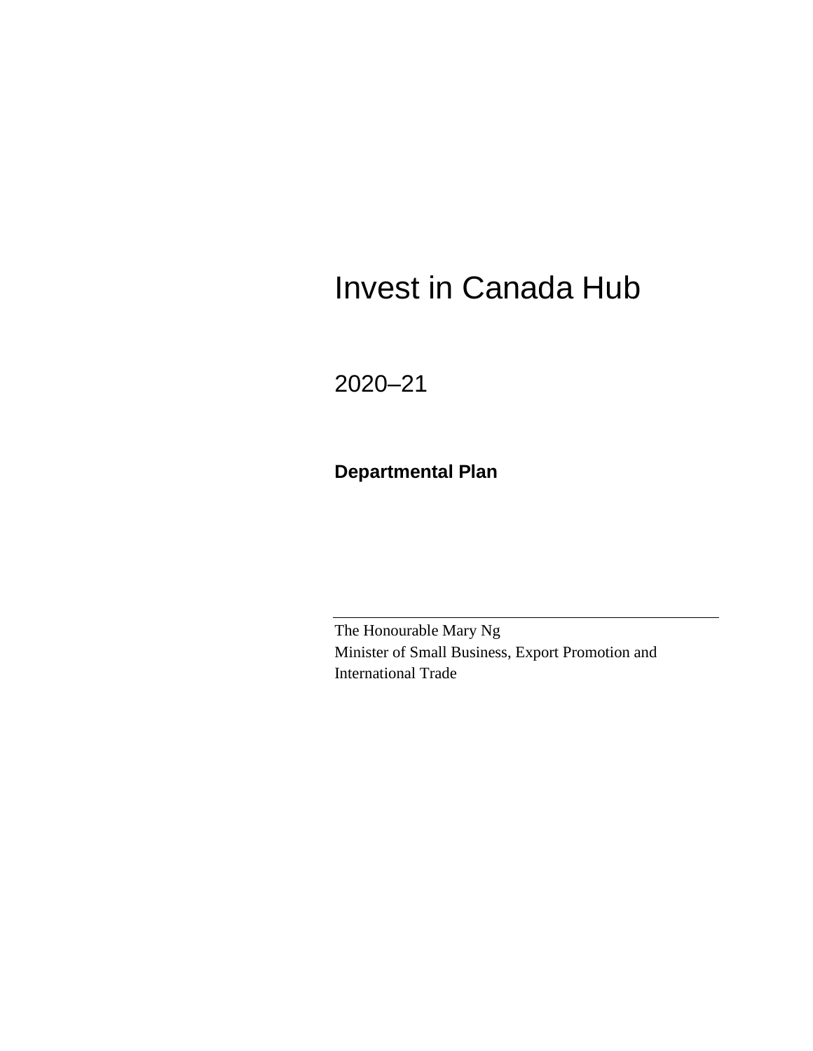# Invest in Canada Hub

## 2020–21

**Departmental Plan**

---

The Honourable Mary Ng
Minister of Small Business, Export Promotion and International Trade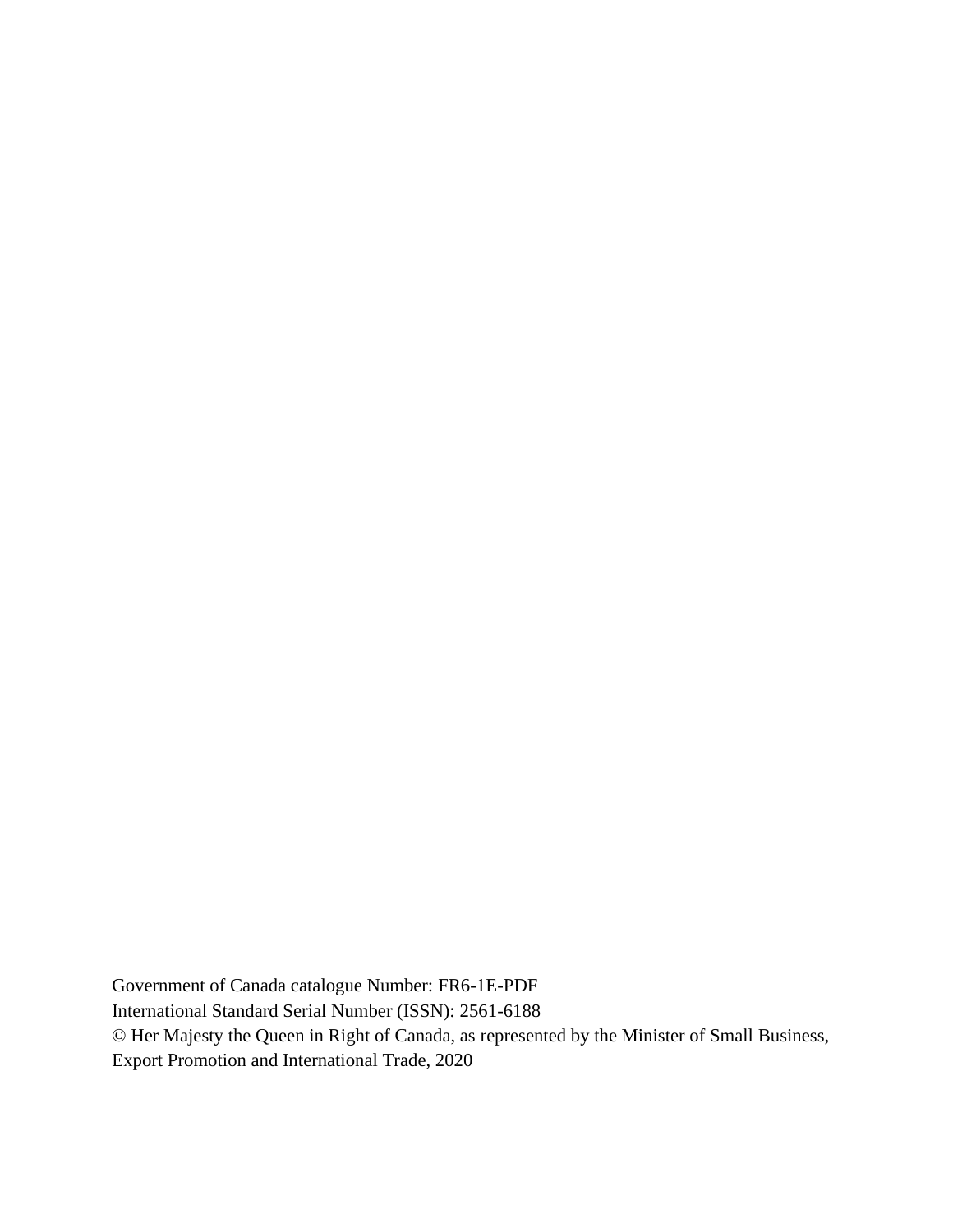Government of Canada catalogue Number: FR6-1E-PDF
International Standard Serial Number (ISSN): 2561-6188
© Her Majesty the Queen in Right of Canada, as represented by the Minister of Small Business, Export Promotion and International Trade, 2020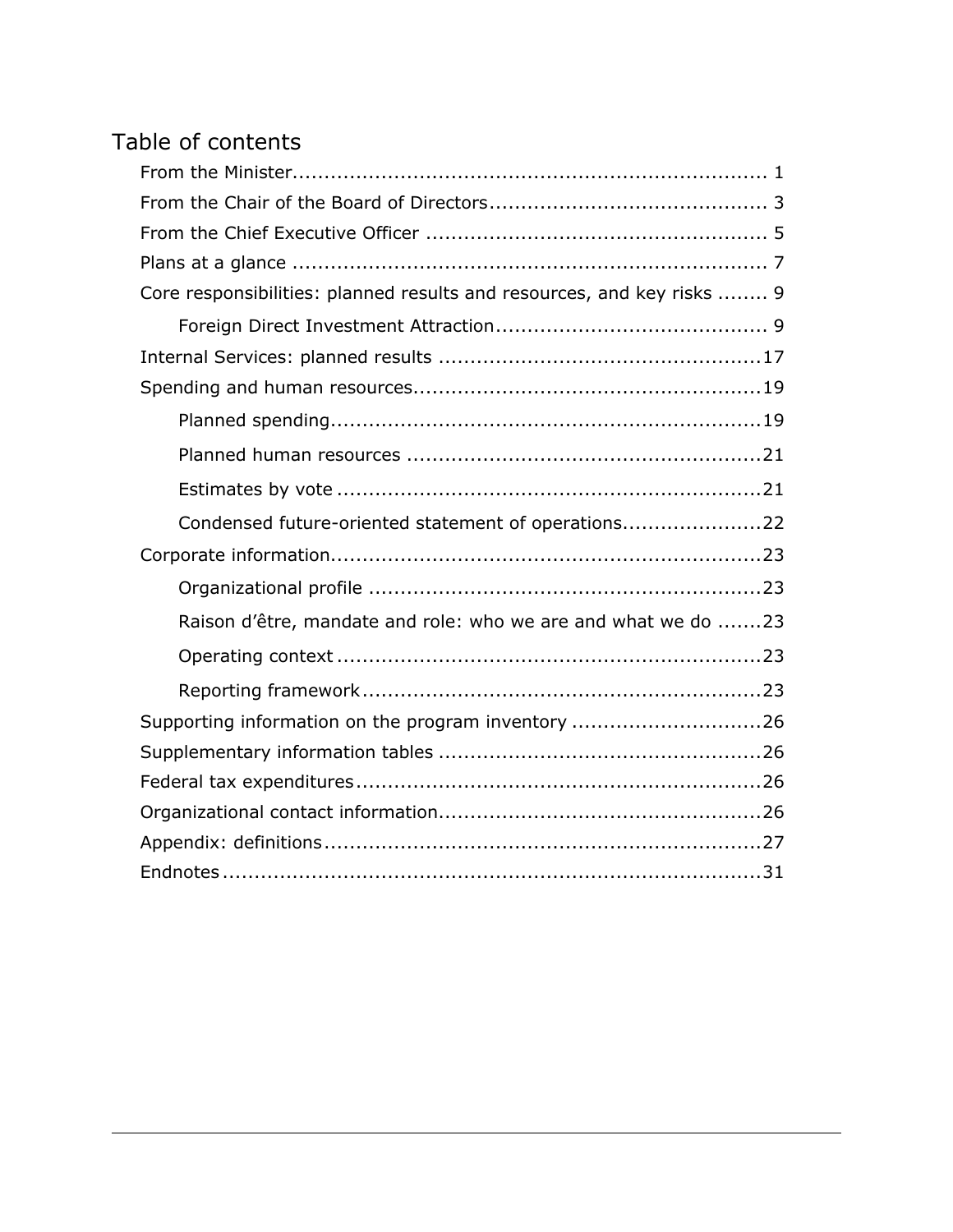## Table of contents

- From the Minister ........................................................................ 1
- From the Chair of the Board of Directors ........................................... 3
- From the Chief Executive Officer ..................................................... 5
- Plans at a glance .......................................................................... 7
- Core responsibilities: planned results and resources, and key risks ........ 9
  - Foreign Direct Investment Attraction .......................................... 9
- Internal Services: planned results ..................................................17
- Spending and human resources......................................................19
  - Planned spending...................................................................19
  - Planned human resources .......................................................21
  - Estimates by vote ..................................................................21
  - Condensed future-oriented statement of operations......................22
- Corporate information...................................................................23
  - Organizational profile .............................................................23
  - Raison d'être, mandate and role: who we are and what we do .......23
  - Operating context ..................................................................23
  - Reporting framework..............................................................23
- Supporting information on the program inventory ..............................26
- Supplementary information tables ...................................................26
- Federal tax expenditures................................................................26
- Organizational contact information...................................................26
- Appendix: definitions.....................................................................27
- Endnotes .....................................................................................31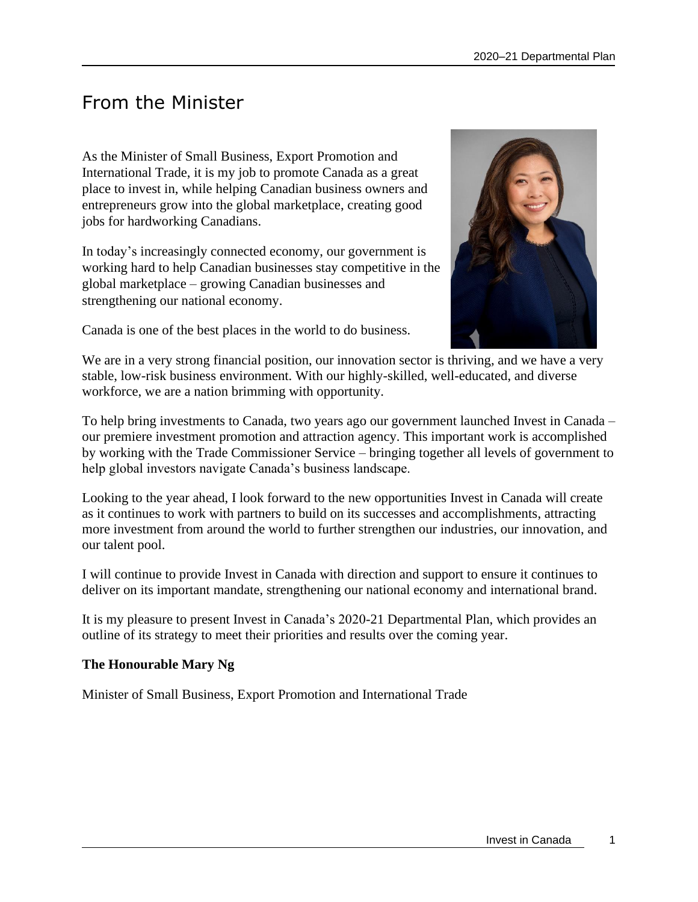# From the Minister

As the Minister of Small Business, Export Promotion and International Trade, it is my job to promote Canada as a great place to invest in, while helping Canadian business owners and entrepreneurs grow into the global marketplace, creating good jobs for hardworking Canadians.

In today's increasingly connected economy, our government is working hard to help Canadian businesses stay competitive in the global marketplace – growing Canadian businesses and strengthening our national economy.

Canada is one of the best places in the world to do business.

We are in a very strong financial position, our innovation sector is thriving, and we have a very stable, low-risk business environment. With our highly-skilled, well-educated, and diverse workforce, we are a nation brimming with opportunity.

To help bring investments to Canada, two years ago our government launched Invest in Canada – our premiere investment promotion and attraction agency. This important work is accomplished by working with the Trade Commissioner Service – bringing together all levels of government to help global investors navigate Canada's business landscape.

Looking to the year ahead, I look forward to the new opportunities Invest in Canada will create as it continues to work with partners to build on its successes and accomplishments, attracting more investment from around the world to further strengthen our industries, our innovation, and our talent pool.

I will continue to provide Invest in Canada with direction and support to ensure it continues to deliver on its important mandate, strengthening our national economy and international brand.

It is my pleasure to present Invest in Canada's 2020-21 Departmental Plan, which provides an outline of its strategy to meet their priorities and results over the coming year.

**The Honourable Mary Ng**

Minister of Small Business, Export Promotion and International Trade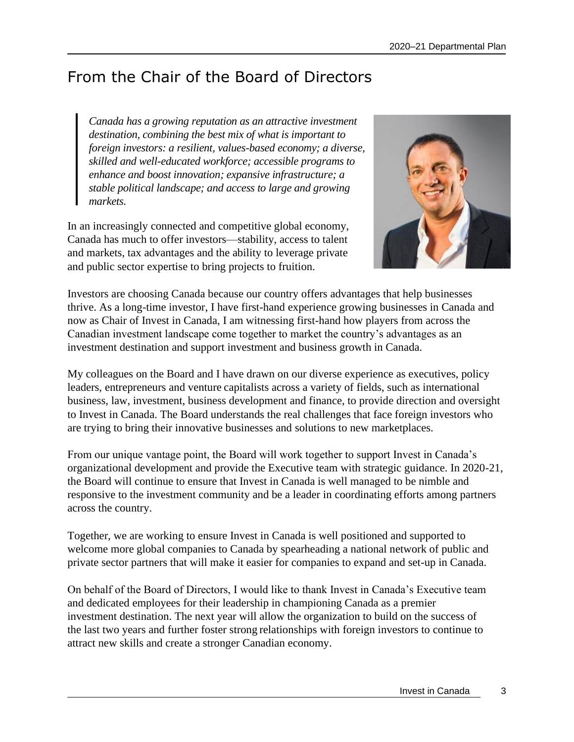# From the Chair of the Board of Directors

> *Canada has a growing reputation as an attractive investment destination, combining the best mix of what is important to foreign investors: a resilient, values-based economy; a diverse, skilled and well-educated workforce; accessible programs to enhance and boost innovation; expansive infrastructure; a stable political landscape; and access to large and growing markets.*

In an increasingly connected and competitive global economy, Canada has much to offer investors—stability, access to talent and markets, tax advantages and the ability to leverage private and public sector expertise to bring projects to fruition.

Investors are choosing Canada because our country offers advantages that help businesses thrive. As a long-time investor, I have first-hand experience growing businesses in Canada and now as Chair of Invest in Canada, I am witnessing first-hand how players from across the Canadian investment landscape come together to market the country's advantages as an investment destination and support investment and business growth in Canada.

My colleagues on the Board and I have drawn on our diverse experience as executives, policy leaders, entrepreneurs and venture capitalists across a variety of fields, such as international business, law, investment, business development and finance, to provide direction and oversight to Invest in Canada. The Board understands the real challenges that face foreign investors who are trying to bring their innovative businesses and solutions to new marketplaces.

From our unique vantage point, the Board will work together to support Invest in Canada's organizational development and provide the Executive team with strategic guidance. In 2020-21, the Board will continue to ensure that Invest in Canada is well managed to be nimble and responsive to the investment community and be a leader in coordinating efforts among partners across the country.

Together, we are working to ensure Invest in Canada is well positioned and supported to welcome more global companies to Canada by spearheading a national network of public and private sector partners that will make it easier for companies to expand and set-up in Canada.

On behalf of the Board of Directors, I would like to thank Invest in Canada's Executive team and dedicated employees for their leadership in championing Canada as a premier investment destination. The next year will allow the organization to build on the success of the last two years and further foster strong relationships with foreign investors to continue to attract new skills and create a stronger Canadian economy.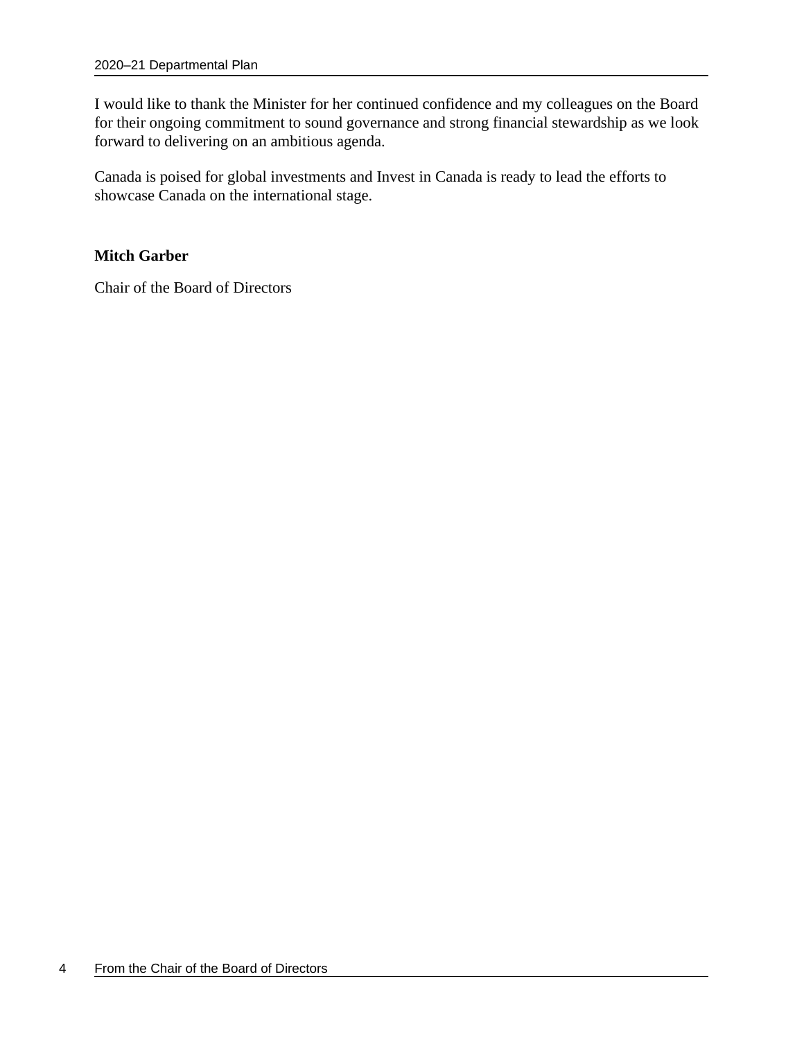I would like to thank the Minister for her continued confidence and my colleagues on the Board for their ongoing commitment to sound governance and strong financial stewardship as we look forward to delivering on an ambitious agenda.

Canada is poised for global investments and Invest in Canada is ready to lead the efforts to showcase Canada on the international stage.

**Mitch Garber**

Chair of the Board of Directors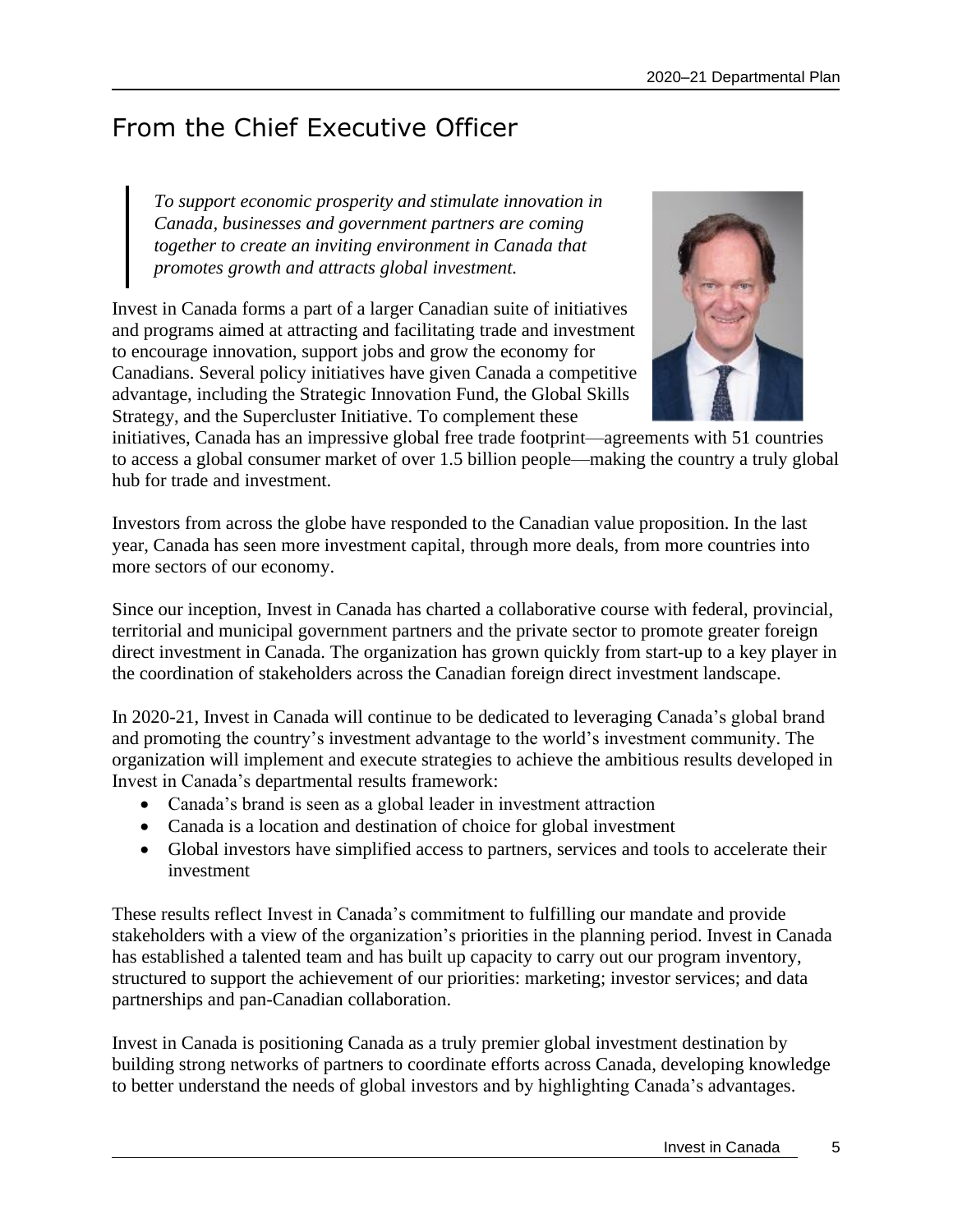# From the Chief Executive Officer

> *To support economic prosperity and stimulate innovation in Canada, businesses and government partners are coming together to create an inviting environment in Canada that promotes growth and attracts global investment.*

Invest in Canada forms a part of a larger Canadian suite of initiatives and programs aimed at attracting and facilitating trade and investment to encourage innovation, support jobs and grow the economy for Canadians. Several policy initiatives have given Canada a competitive advantage, including the Strategic Innovation Fund, the Global Skills Strategy, and the Supercluster Initiative. To complement these initiatives, Canada has an impressive global free trade footprint—agreements with 51 countries to access a global consumer market of over 1.5 billion people—making the country a truly global hub for trade and investment.

Investors from across the globe have responded to the Canadian value proposition. In the last year, Canada has seen more investment capital, through more deals, from more countries into more sectors of our economy.

Since our inception, Invest in Canada has charted a collaborative course with federal, provincial, territorial and municipal government partners and the private sector to promote greater foreign direct investment in Canada. The organization has grown quickly from start-up to a key player in the coordination of stakeholders across the Canadian foreign direct investment landscape.

In 2020-21, Invest in Canada will continue to be dedicated to leveraging Canada's global brand and promoting the country's investment advantage to the world's investment community. The organization will implement and execute strategies to achieve the ambitious results developed in Invest in Canada's departmental results framework:

- Canada's brand is seen as a global leader in investment attraction
- Canada is a location and destination of choice for global investment
- Global investors have simplified access to partners, services and tools to accelerate their investment

These results reflect Invest in Canada's commitment to fulfilling our mandate and provide stakeholders with a view of the organization's priorities in the planning period. Invest in Canada has established a talented team and has built up capacity to carry out our program inventory, structured to support the achievement of our priorities: marketing; investor services; and data partnerships and pan-Canadian collaboration.

Invest in Canada is positioning Canada as a truly premier global investment destination by building strong networks of partners to coordinate efforts across Canada, developing knowledge to better understand the needs of global investors and by highlighting Canada's advantages.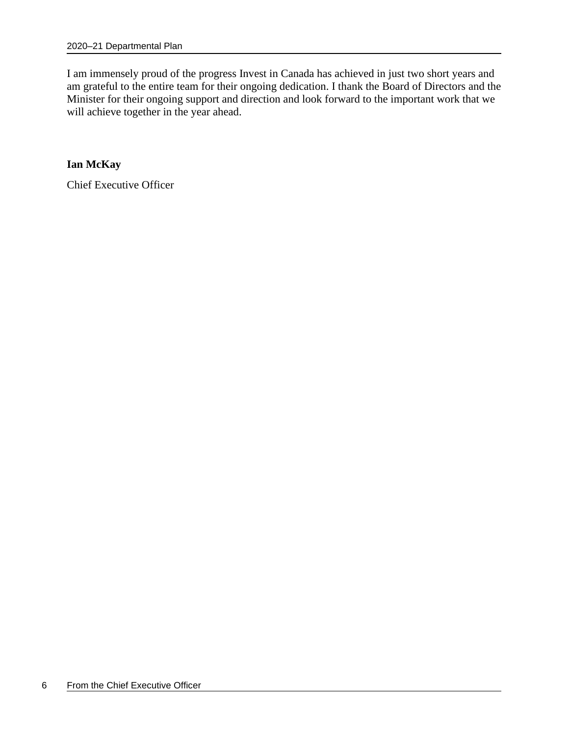I am immensely proud of the progress Invest in Canada has achieved in just two short years and am grateful to the entire team for their ongoing dedication. I thank the Board of Directors and the Minister for their ongoing support and direction and look forward to the important work that we will achieve together in the year ahead.

**Ian McKay**

Chief Executive Officer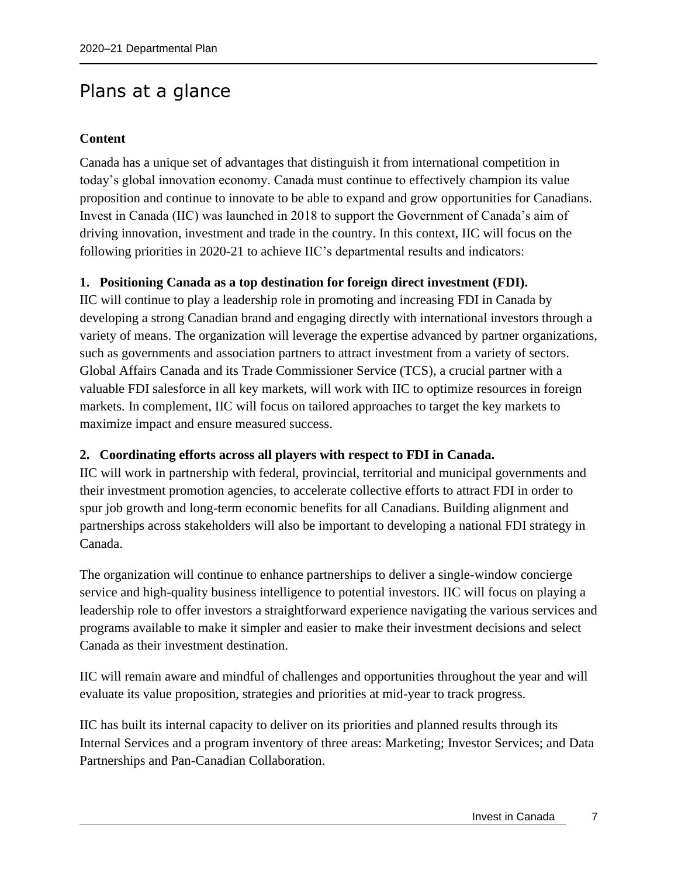# Plans at a glance

**Content**

Canada has a unique set of advantages that distinguish it from international competition in today's global innovation economy. Canada must continue to effectively champion its value proposition and continue to innovate to be able to expand and grow opportunities for Canadians. Invest in Canada (IIC) was launched in 2018 to support the Government of Canada's aim of driving innovation, investment and trade in the country. In this context, IIC will focus on the following priorities in 2020-21 to achieve IIC's departmental results and indicators:

**1. Positioning Canada as a top destination for foreign direct investment (FDI).**

IIC will continue to play a leadership role in promoting and increasing FDI in Canada by developing a strong Canadian brand and engaging directly with international investors through a variety of means. The organization will leverage the expertise advanced by partner organizations, such as governments and association partners to attract investment from a variety of sectors. Global Affairs Canada and its Trade Commissioner Service (TCS), a crucial partner with a valuable FDI salesforce in all key markets, will work with IIC to optimize resources in foreign markets. In complement, IIC will focus on tailored approaches to target the key markets to maximize impact and ensure measured success.

**2. Coordinating efforts across all players with respect to FDI in Canada.**

IIC will work in partnership with federal, provincial, territorial and municipal governments and their investment promotion agencies, to accelerate collective efforts to attract FDI in order to spur job growth and long-term economic benefits for all Canadians. Building alignment and partnerships across stakeholders will also be important to developing a national FDI strategy in Canada.

The organization will continue to enhance partnerships to deliver a single-window concierge service and high-quality business intelligence to potential investors. IIC will focus on playing a leadership role to offer investors a straightforward experience navigating the various services and programs available to make it simpler and easier to make their investment decisions and select Canada as their investment destination.

IIC will remain aware and mindful of challenges and opportunities throughout the year and will evaluate its value proposition, strategies and priorities at mid-year to track progress.

IIC has built its internal capacity to deliver on its priorities and planned results through its Internal Services and a program inventory of three areas: Marketing; Investor Services; and Data Partnerships and Pan-Canadian Collaboration.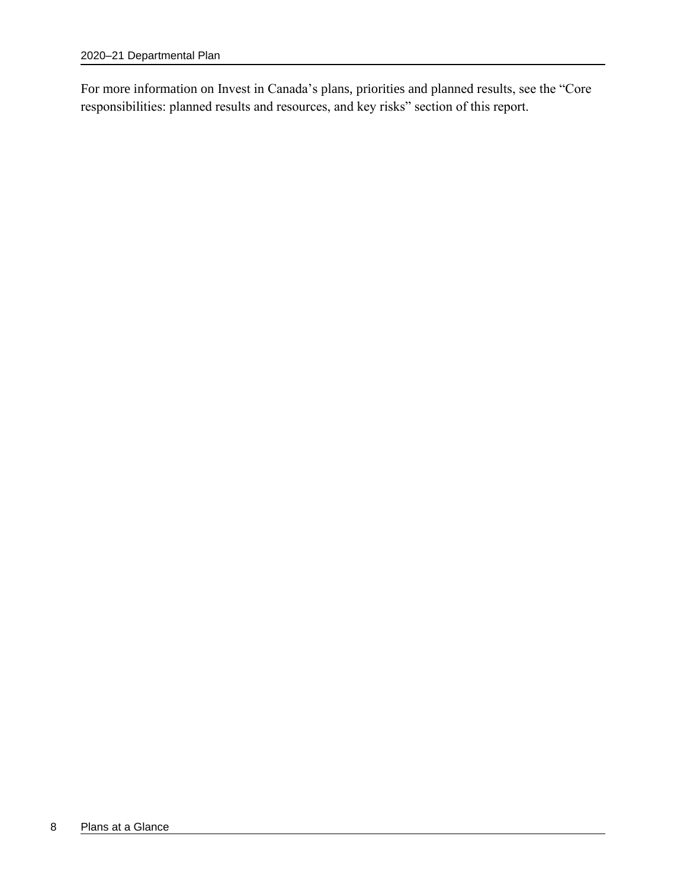For more information on Invest in Canada’s plans, priorities and planned results, see the “Core responsibilities: planned results and resources, and key risks” section of this report.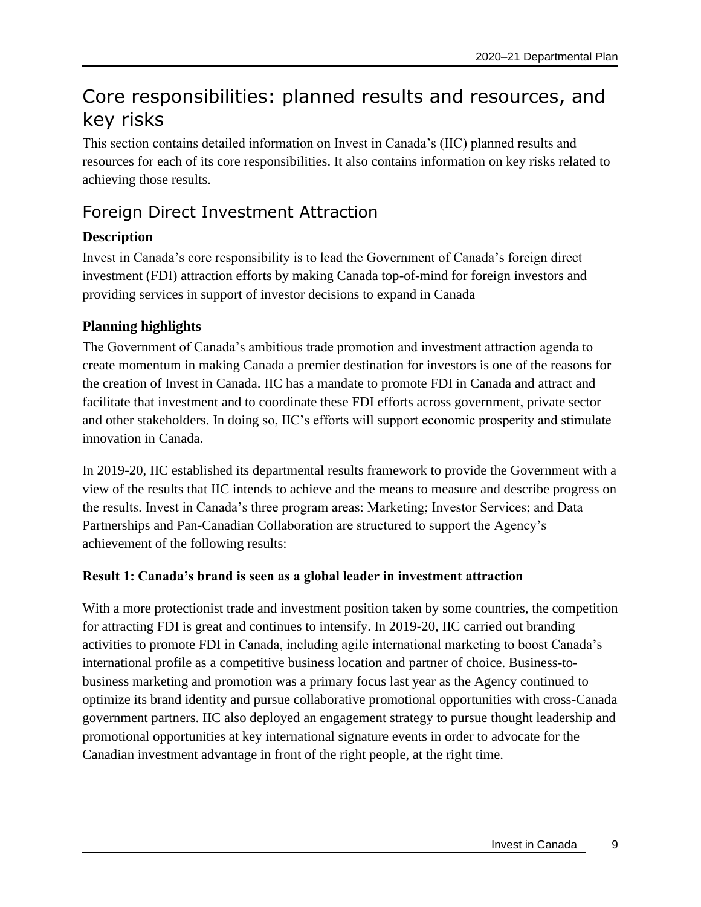# Core responsibilities: planned results and resources, and key risks

This section contains detailed information on Invest in Canada's (IIC) planned results and resources for each of its core responsibilities. It also contains information on key risks related to achieving those results.

## Foreign Direct Investment Attraction

### Description

Invest in Canada's core responsibility is to lead the Government of Canada's foreign direct investment (FDI) attraction efforts by making Canada top-of-mind for foreign investors and providing services in support of investor decisions to expand in Canada

### Planning highlights

The Government of Canada's ambitious trade promotion and investment attraction agenda to create momentum in making Canada a premier destination for investors is one of the reasons for the creation of Invest in Canada. IIC has a mandate to promote FDI in Canada and attract and facilitate that investment and to coordinate these FDI efforts across government, private sector and other stakeholders. In doing so, IIC's efforts will support economic prosperity and stimulate innovation in Canada.

In 2019-20, IIC established its departmental results framework to provide the Government with a view of the results that IIC intends to achieve and the means to measure and describe progress on the results. Invest in Canada's three program areas: Marketing; Investor Services; and Data Partnerships and Pan-Canadian Collaboration are structured to support the Agency's achievement of the following results:

**Result 1: Canada's brand is seen as a global leader in investment attraction**

With a more protectionist trade and investment position taken by some countries, the competition for attracting FDI is great and continues to intensify. In 2019-20, IIC carried out branding activities to promote FDI in Canada, including agile international marketing to boost Canada's international profile as a competitive business location and partner of choice. Business-to-business marketing and promotion was a primary focus last year as the Agency continued to optimize its brand identity and pursue collaborative promotional opportunities with cross-Canada government partners. IIC also deployed an engagement strategy to pursue thought leadership and promotional opportunities at key international signature events in order to advocate for the Canadian investment advantage in front of the right people, at the right time.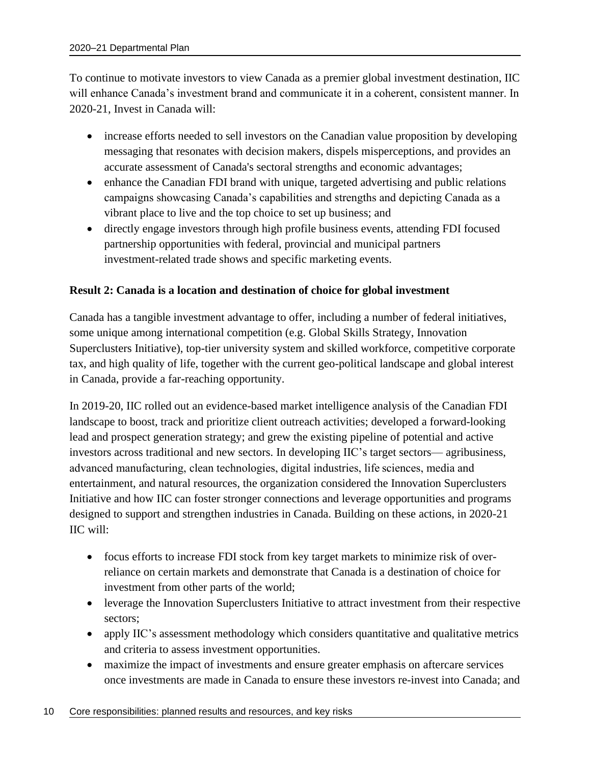To continue to motivate investors to view Canada as a premier global investment destination, IIC will enhance Canada's investment brand and communicate it in a coherent, consistent manner. In 2020-21, Invest in Canada will:

- increase efforts needed to sell investors on the Canadian value proposition by developing messaging that resonates with decision makers, dispels misperceptions, and provides an accurate assessment of Canada's sectoral strengths and economic advantages;
- enhance the Canadian FDI brand with unique, targeted advertising and public relations campaigns showcasing Canada's capabilities and strengths and depicting Canada as a vibrant place to live and the top choice to set up business; and
- directly engage investors through high profile business events, attending FDI focused partnership opportunities with federal, provincial and municipal partners investment-related trade shows and specific marketing events.

**Result 2: Canada is a location and destination of choice for global investment**

Canada has a tangible investment advantage to offer, including a number of federal initiatives, some unique among international competition (e.g. Global Skills Strategy, Innovation Superclusters Initiative), top-tier university system and skilled workforce, competitive corporate tax, and high quality of life, together with the current geo-political landscape and global interest in Canada, provide a far-reaching opportunity.

In 2019-20, IIC rolled out an evidence-based market intelligence analysis of the Canadian FDI landscape to boost, track and prioritize client outreach activities; developed a forward-looking lead and prospect generation strategy; and grew the existing pipeline of potential and active investors across traditional and new sectors. In developing IIC's target sectors— agribusiness, advanced manufacturing, clean technologies, digital industries, life sciences, media and entertainment, and natural resources, the organization considered the Innovation Superclusters Initiative and how IIC can foster stronger connections and leverage opportunities and programs designed to support and strengthen industries in Canada. Building on these actions, in 2020-21 IIC will:

- focus efforts to increase FDI stock from key target markets to minimize risk of over-reliance on certain markets and demonstrate that Canada is a destination of choice for investment from other parts of the world;
- leverage the Innovation Superclusters Initiative to attract investment from their respective sectors;
- apply IIC's assessment methodology which considers quantitative and qualitative metrics and criteria to assess investment opportunities.
- maximize the impact of investments and ensure greater emphasis on aftercare services once investments are made in Canada to ensure these investors re-invest into Canada; and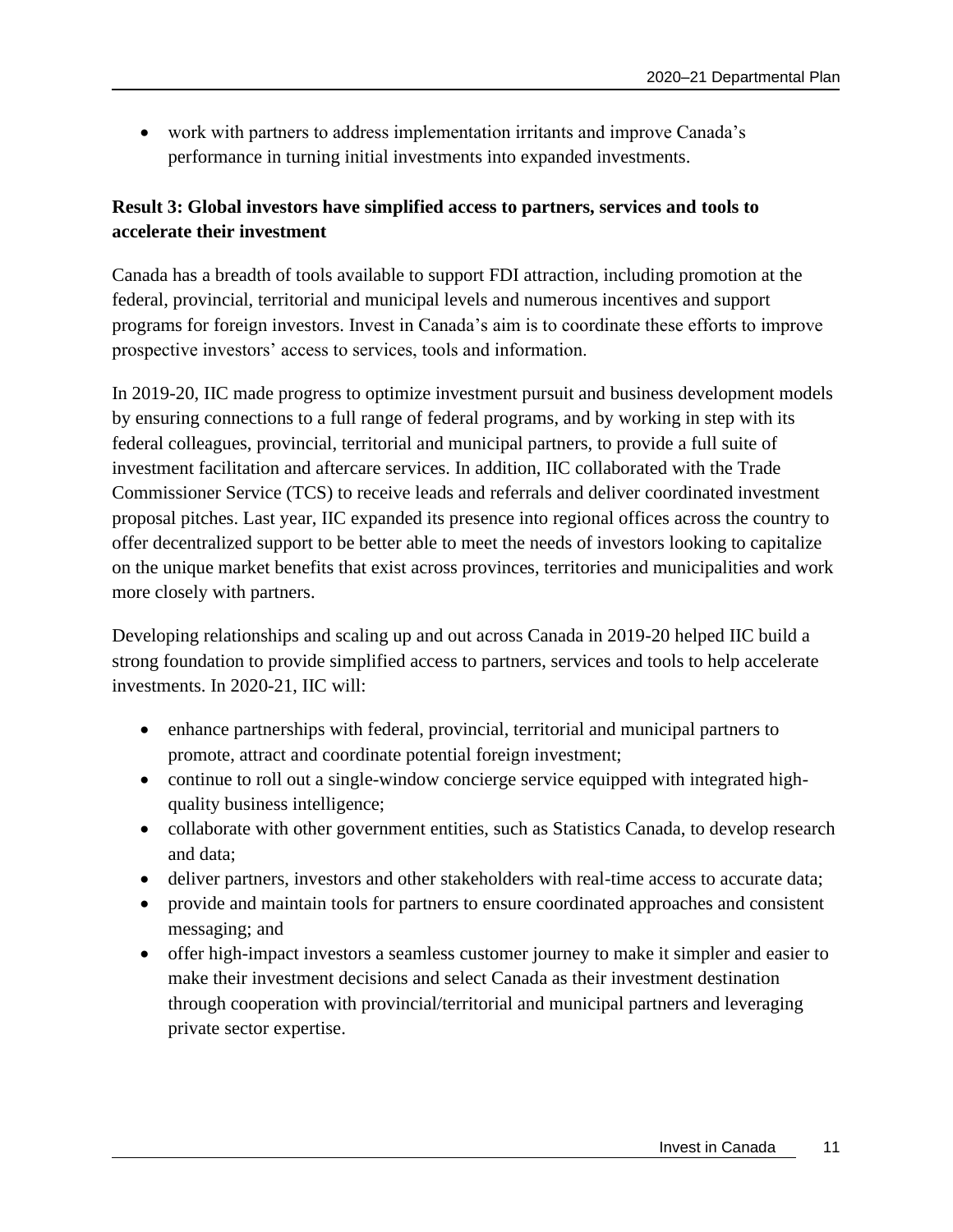- work with partners to address implementation irritants and improve Canada's performance in turning initial investments into expanded investments.

**Result 3: Global investors have simplified access to partners, services and tools to accelerate their investment**

Canada has a breadth of tools available to support FDI attraction, including promotion at the federal, provincial, territorial and municipal levels and numerous incentives and support programs for foreign investors. Invest in Canada's aim is to coordinate these efforts to improve prospective investors' access to services, tools and information.

In 2019-20, IIC made progress to optimize investment pursuit and business development models by ensuring connections to a full range of federal programs, and by working in step with its federal colleagues, provincial, territorial and municipal partners, to provide a full suite of investment facilitation and aftercare services. In addition, IIC collaborated with the Trade Commissioner Service (TCS) to receive leads and referrals and deliver coordinated investment proposal pitches. Last year, IIC expanded its presence into regional offices across the country to offer decentralized support to be better able to meet the needs of investors looking to capitalize on the unique market benefits that exist across provinces, territories and municipalities and work more closely with partners.

Developing relationships and scaling up and out across Canada in 2019-20 helped IIC build a strong foundation to provide simplified access to partners, services and tools to help accelerate investments. In 2020-21, IIC will:

- enhance partnerships with federal, provincial, territorial and municipal partners to promote, attract and coordinate potential foreign investment;
- continue to roll out a single-window concierge service equipped with integrated high-quality business intelligence;
- collaborate with other government entities, such as Statistics Canada, to develop research and data;
- deliver partners, investors and other stakeholders with real-time access to accurate data;
- provide and maintain tools for partners to ensure coordinated approaches and consistent messaging; and
- offer high-impact investors a seamless customer journey to make it simpler and easier to make their investment decisions and select Canada as their investment destination through cooperation with provincial/territorial and municipal partners and leveraging private sector expertise.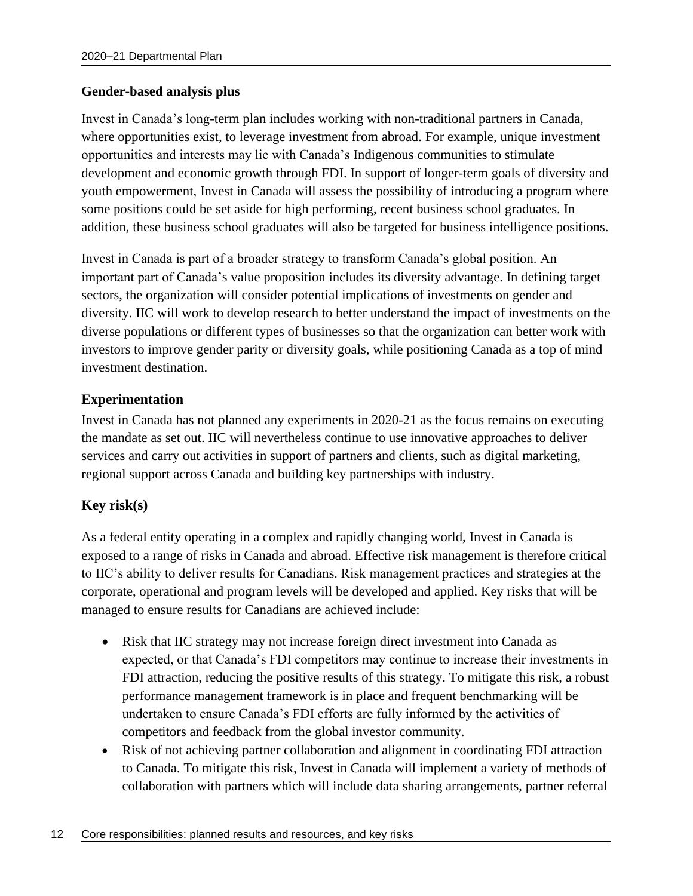### Gender-based analysis plus

Invest in Canada's long-term plan includes working with non-traditional partners in Canada, where opportunities exist, to leverage investment from abroad. For example, unique investment opportunities and interests may lie with Canada's Indigenous communities to stimulate development and economic growth through FDI. In support of longer-term goals of diversity and youth empowerment, Invest in Canada will assess the possibility of introducing a program where some positions could be set aside for high performing, recent business school graduates. In addition, these business school graduates will also be targeted for business intelligence positions.

Invest in Canada is part of a broader strategy to transform Canada's global position. An important part of Canada's value proposition includes its diversity advantage. In defining target sectors, the organization will consider potential implications of investments on gender and diversity. IIC will work to develop research to better understand the impact of investments on the diverse populations or different types of businesses so that the organization can better work with investors to improve gender parity or diversity goals, while positioning Canada as a top of mind investment destination.

### Experimentation

Invest in Canada has not planned any experiments in 2020-21 as the focus remains on executing the mandate as set out. IIC will nevertheless continue to use innovative approaches to deliver services and carry out activities in support of partners and clients, such as digital marketing, regional support across Canada and building key partnerships with industry.

### Key risk(s)

As a federal entity operating in a complex and rapidly changing world, Invest in Canada is exposed to a range of risks in Canada and abroad. Effective risk management is therefore critical to IIC's ability to deliver results for Canadians. Risk management practices and strategies at the corporate, operational and program levels will be developed and applied. Key risks that will be managed to ensure results for Canadians are achieved include:

- Risk that IIC strategy may not increase foreign direct investment into Canada as expected, or that Canada's FDI competitors may continue to increase their investments in FDI attraction, reducing the positive results of this strategy. To mitigate this risk, a robust performance management framework is in place and frequent benchmarking will be undertaken to ensure Canada's FDI efforts are fully informed by the activities of competitors and feedback from the global investor community.
- Risk of not achieving partner collaboration and alignment in coordinating FDI attraction to Canada. To mitigate this risk, Invest in Canada will implement a variety of methods of collaboration with partners which will include data sharing arrangements, partner referral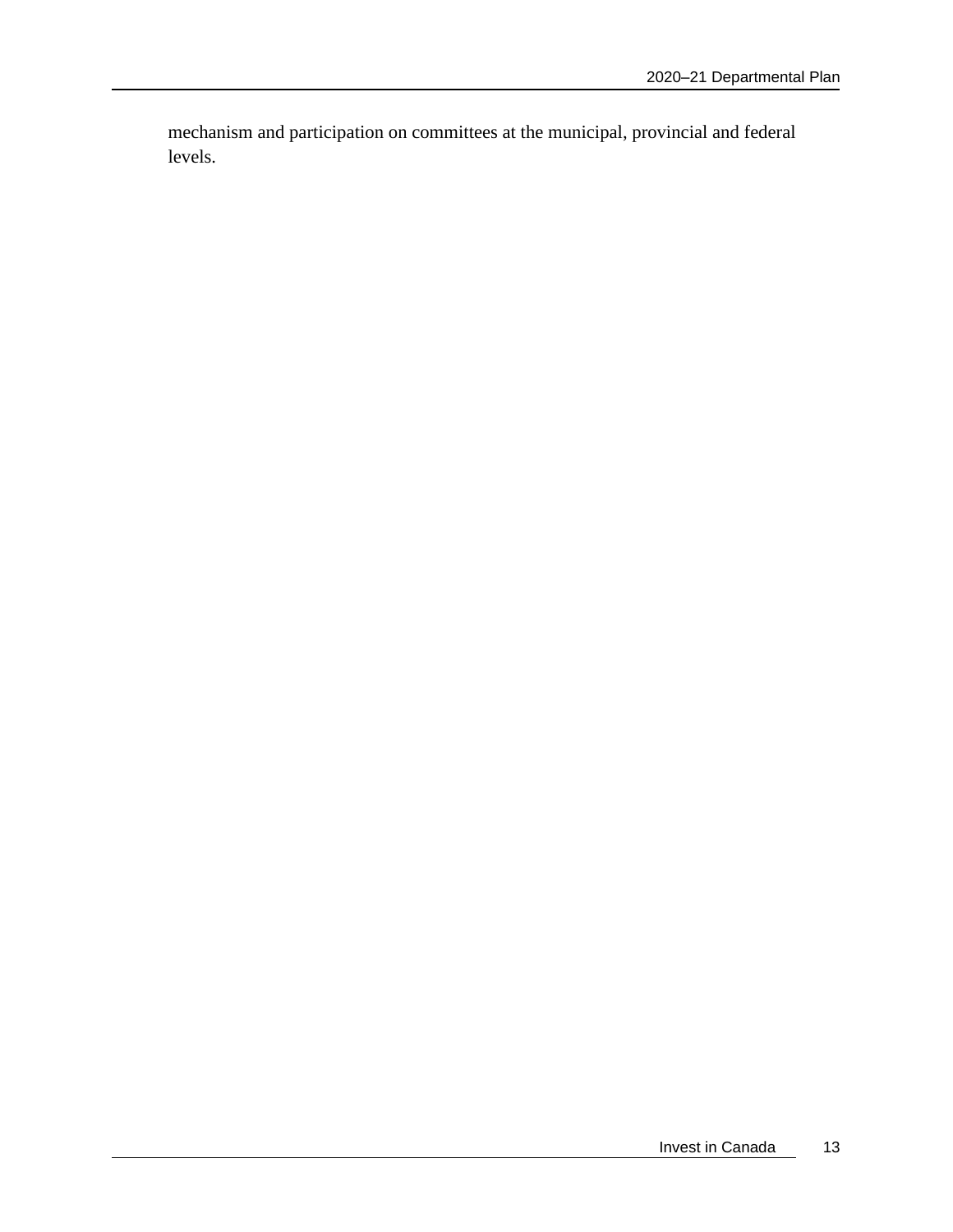mechanism and participation on committees at the municipal, provincial and federal levels.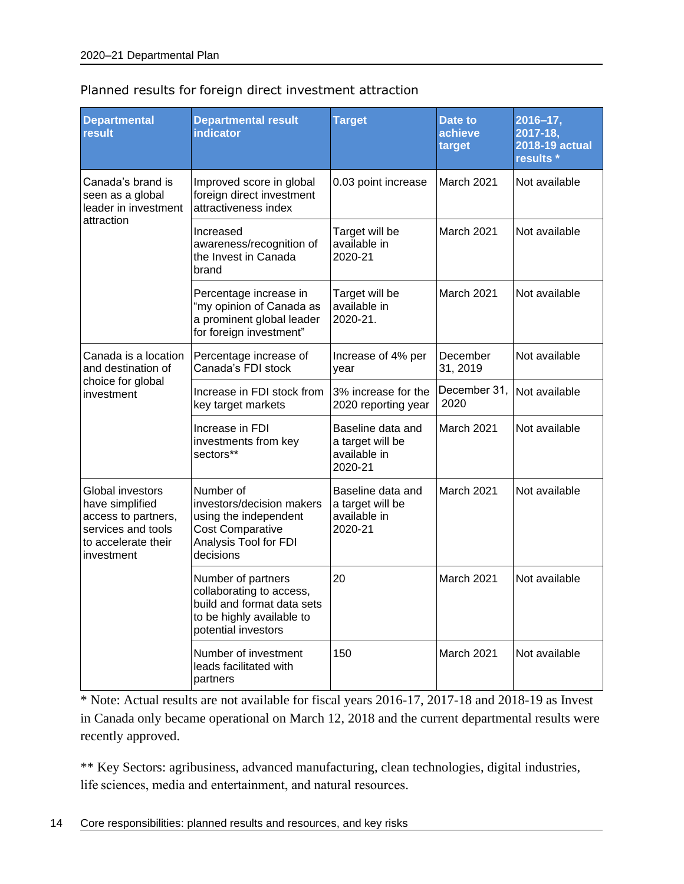Planned results for foreign direct investment attraction

| Departmental result | Departmental result indicator | Target | Date to achieve target | 2016–17, 2017-18, 2018-19 actual results * |
|---|---|---|---|---|
| Canada's brand is seen as a global leader in investment attraction | Improved score in global foreign direct investment attractiveness index | 0.03 point increase | March 2021 | Not available |
| | Increased awareness/recognition of the Invest in Canada brand | Target will be available in 2020-21 | March 2021 | Not available |
| | Percentage increase in "my opinion of Canada as a prominent global leader for foreign investment" | Target will be available in 2020-21. | March 2021 | Not available |
| Canada is a location and destination of choice for global investment | Percentage increase of Canada's FDI stock | Increase of 4% per year | December 31, 2019 | Not available |
| | Increase in FDI stock from key target markets | 3% increase for the 2020 reporting year | December 31, 2020 | Not available |
| | Increase in FDI investments from key sectors** | Baseline data and a target will be available in 2020-21 | March 2021 | Not available |
| Global investors have simplified access to partners, services and tools to accelerate their investment | Number of investors/decision makers using the independent Cost Comparative Analysis Tool for FDI decisions | Baseline data and a target will be available in 2020-21 | March 2021 | Not available |
| | Number of partners collaborating to access, build and format data sets to be highly available to potential investors | 20 | March 2021 | Not available |
| | Number of investment leads facilitated with partners | 150 | March 2021 | Not available |

* Note: Actual results are not available for fiscal years 2016-17, 2017-18 and 2018-19 as Invest in Canada only became operational on March 12, 2018 and the current departmental results were recently approved.

** Key Sectors: agribusiness, advanced manufacturing, clean technologies, digital industries, life sciences, media and entertainment, and natural resources.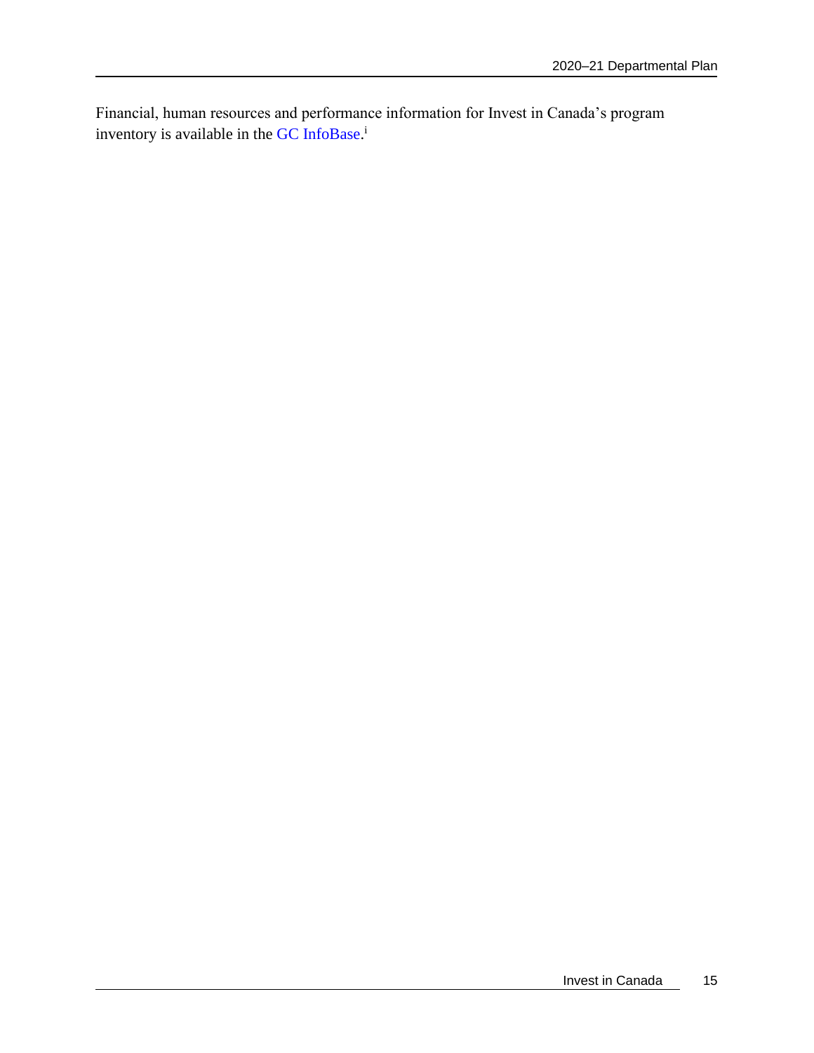Financial, human resources and performance information for Invest in Canada's program inventory is available in the GC InfoBase.[i]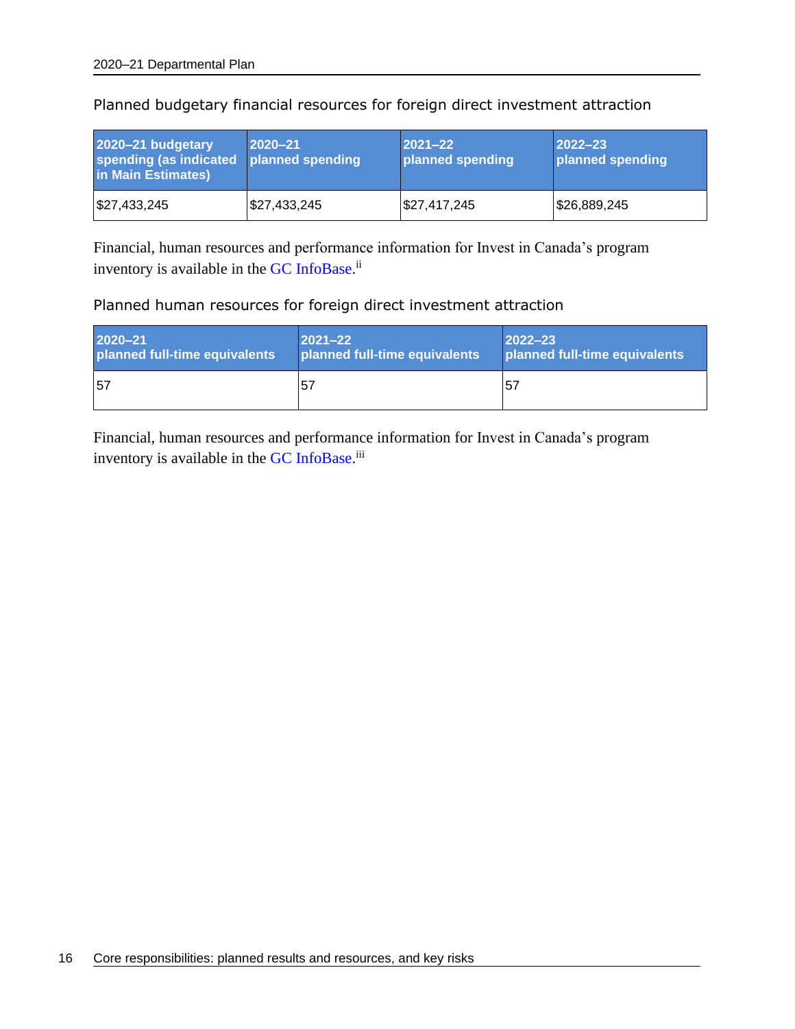Planned budgetary financial resources for foreign direct investment attraction

| 2020–21 budgetary spending (as indicated in Main Estimates) | 2020–21 planned spending | 2021–22 planned spending | 2022–23 planned spending |
|---|---|---|---|
| $27,433,245 | $27,433,245 | $27,417,245 | $26,889,245 |

Financial, human resources and performance information for Invest in Canada's program inventory is available in the GC InfoBase.[ii]

Planned human resources for foreign direct investment attraction

| 2020–21 planned full-time equivalents | 2021–22 planned full-time equivalents | 2022–23 planned full-time equivalents |
|---|---|---|
| 57 | 57 | 57 |

Financial, human resources and performance information for Invest in Canada's program inventory is available in the GC InfoBase.[iii]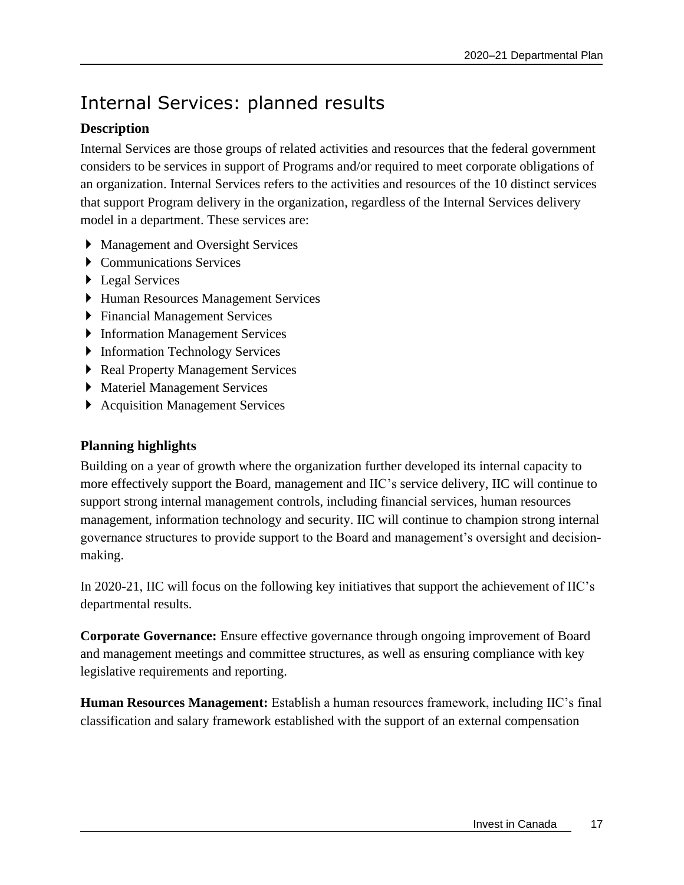# Internal Services: planned results

### Description

Internal Services are those groups of related activities and resources that the federal government considers to be services in support of Programs and/or required to meet corporate obligations of an organization. Internal Services refers to the activities and resources of the 10 distinct services that support Program delivery in the organization, regardless of the Internal Services delivery model in a department. These services are:

- Management and Oversight Services
- Communications Services
- Legal Services
- Human Resources Management Services
- Financial Management Services
- Information Management Services
- Information Technology Services
- Real Property Management Services
- Materiel Management Services
- Acquisition Management Services

### Planning highlights

Building on a year of growth where the organization further developed its internal capacity to more effectively support the Board, management and IIC's service delivery, IIC will continue to support strong internal management controls, including financial services, human resources management, information technology and security. IIC will continue to champion strong internal governance structures to provide support to the Board and management's oversight and decision-making.

In 2020-21, IIC will focus on the following key initiatives that support the achievement of IIC's departmental results.

**Corporate Governance:** Ensure effective governance through ongoing improvement of Board and management meetings and committee structures, as well as ensuring compliance with key legislative requirements and reporting.

**Human Resources Management:** Establish a human resources framework, including IIC's final classification and salary framework established with the support of an external compensation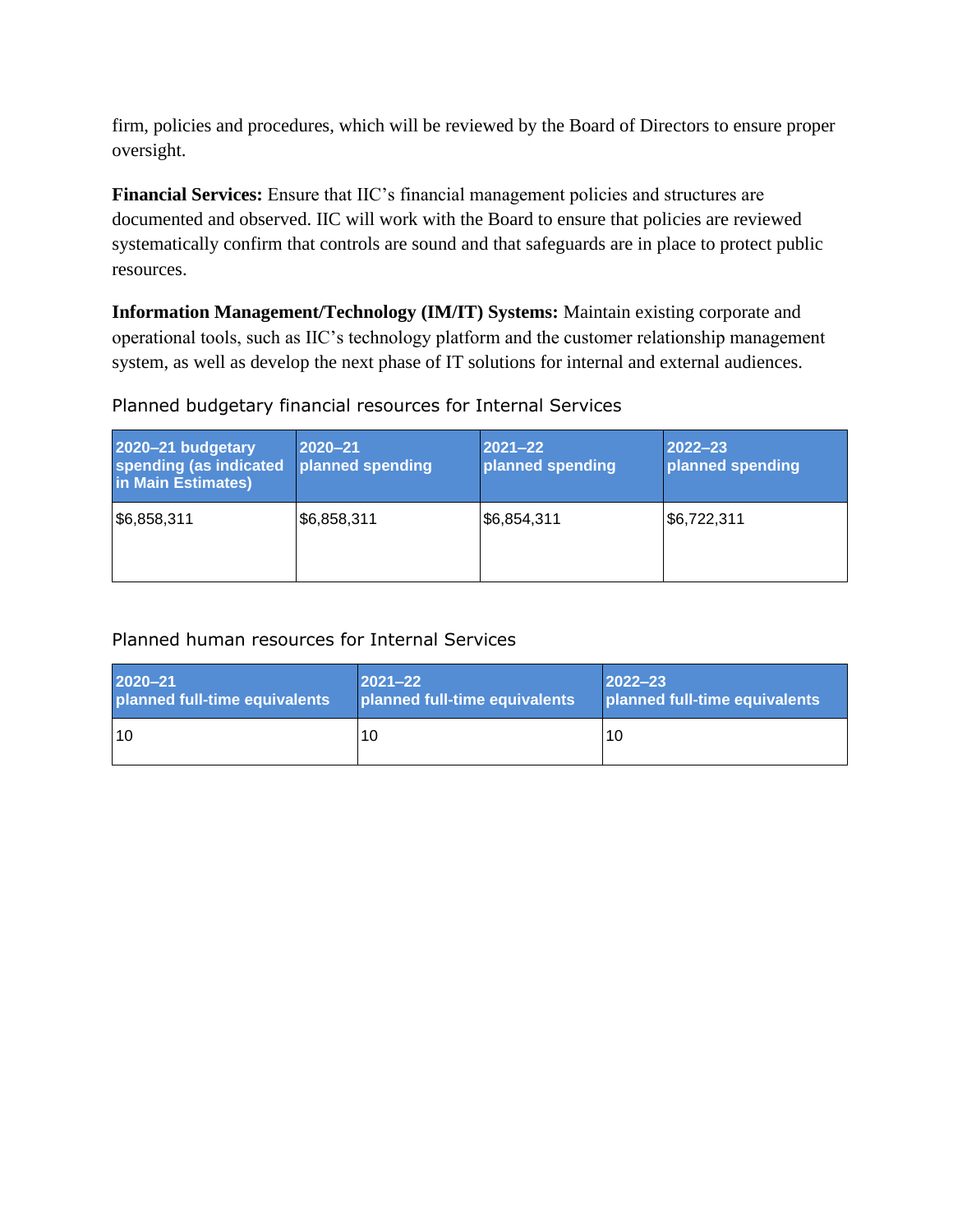firm, policies and procedures, which will be reviewed by the Board of Directors to ensure proper oversight.

**Financial Services:** Ensure that IIC's financial management policies and structures are documented and observed. IIC will work with the Board to ensure that policies are reviewed systematically confirm that controls are sound and that safeguards are in place to protect public resources.

**Information Management/Technology (IM/IT) Systems:** Maintain existing corporate and operational tools, such as IIC's technology platform and the customer relationship management system, as well as develop the next phase of IT solutions for internal and external audiences.

Planned budgetary financial resources for Internal Services

| 2020–21 budgetary spending (as indicated in Main Estimates) | 2020–21 planned spending | 2021–22 planned spending | 2022–23 planned spending |
|---|---|---|---|
| $6,858,311 | $6,858,311 | $6,854,311 | $6,722,311 |

Planned human resources for Internal Services

| 2020–21 planned full-time equivalents | 2021–22 planned full-time equivalents | 2022–23 planned full-time equivalents |
|---|---|---|
| 10 | 10 | 10 |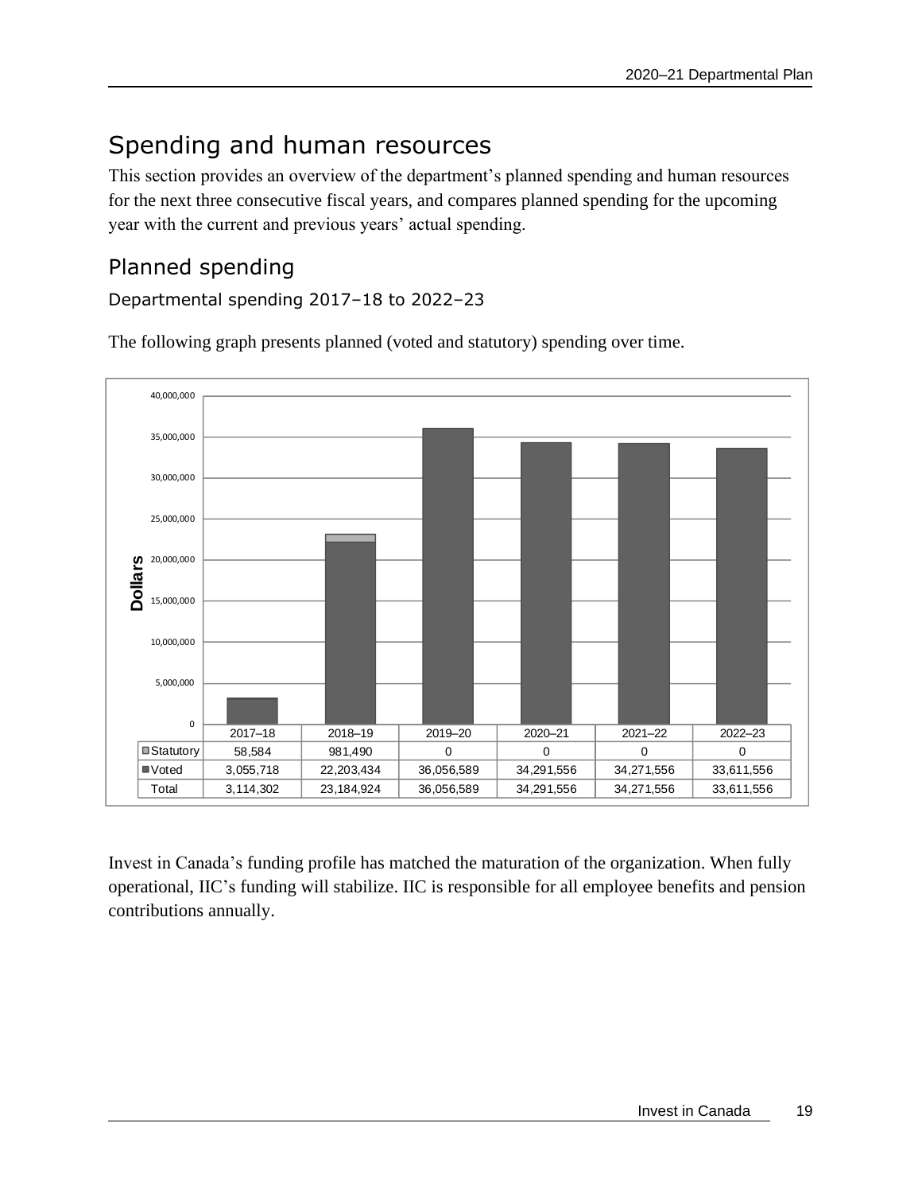# Spending and human resources

This section provides an overview of the department's planned spending and human resources for the next three consecutive fiscal years, and compares planned spending for the upcoming year with the current and previous years' actual spending.

## Planned spending

### Departmental spending 2017–18 to 2022–23

The following graph presents planned (voted and statutory) spending over time.

| | 2017–18 | 2018–19 | 2019–20 | 2020–21 | 2021–22 | 2022–23 |
|---|---|---|---|---|---|---|
| Statutory | 58,584 | 981,490 | 0 | 0 | 0 | 0 |
| Voted | 3,055,718 | 22,203,434 | 36,056,589 | 34,291,556 | 34,271,556 | 33,611,556 |
| Total | 3,114,302 | 23,184,924 | 36,056,589 | 34,291,556 | 34,271,556 | 33,611,556 |

Invest in Canada's funding profile has matched the maturation of the organization. When fully operational, IIC's funding will stabilize. IIC is responsible for all employee benefits and pension contributions annually.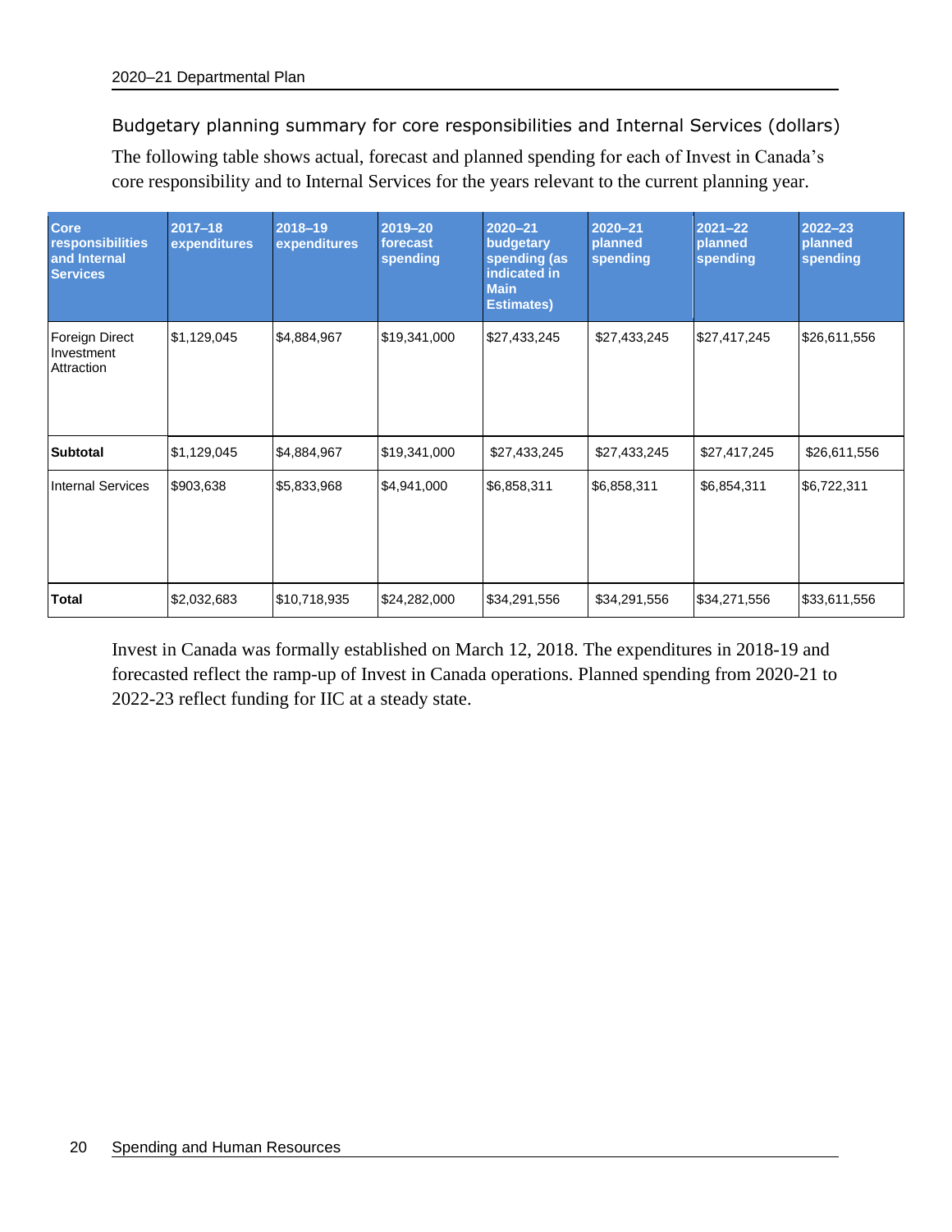### Budgetary planning summary for core responsibilities and Internal Services (dollars)

The following table shows actual, forecast and planned spending for each of Invest in Canada's core responsibility and to Internal Services for the years relevant to the current planning year.

| Core responsibilities and Internal Services | 2017–18 expenditures | 2018–19 expenditures | 2019–20 forecast spending | 2020–21 budgetary spending (as indicated in Main Estimates) | 2020–21 planned spending | 2021–22 planned spending | 2022–23 planned spending |
|---|---|---|---|---|---|---|---|
| Foreign Direct Investment Attraction | $1,129,045 | $4,884,967 | $19,341,000 | $27,433,245 | $27,433,245 | $27,417,245 | $26,611,556 |
| **Subtotal** | $1,129,045 | $4,884,967 | $19,341,000 | $27,433,245 | $27,433,245 | $27,417,245 | $26,611,556 |
| Internal Services | $903,638 | $5,833,968 | $4,941,000 | $6,858,311 | $6,858,311 | $6,854,311 | $6,722,311 |
| **Total** | $2,032,683 | $10,718,935 | $24,282,000 | $34,291,556 | $34,291,556 | $34,271,556 | $33,611,556 |

Invest in Canada was formally established on March 12, 2018. The expenditures in 2018-19 and forecasted reflect the ramp-up of Invest in Canada operations. Planned spending from 2020-21 to 2022-23 reflect funding for IIC at a steady state.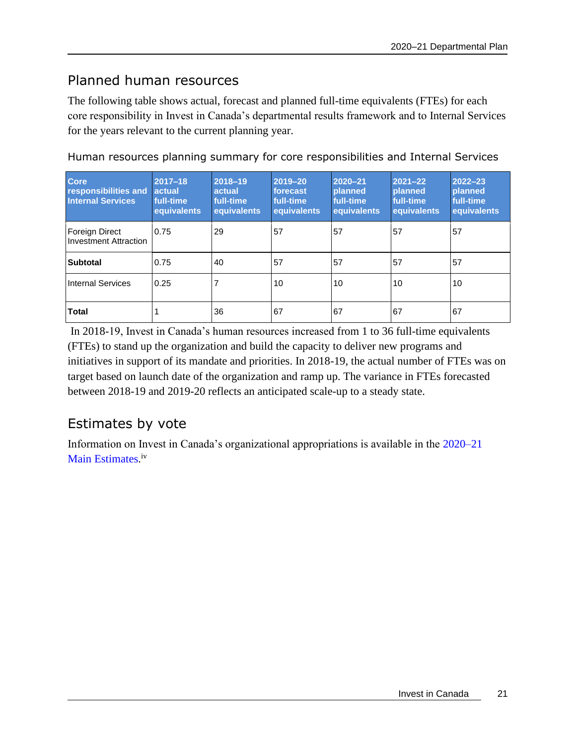## Planned human resources

The following table shows actual, forecast and planned full-time equivalents (FTEs) for each core responsibility in Invest in Canada's departmental results framework and to Internal Services for the years relevant to the current planning year.

### Human resources planning summary for core responsibilities and Internal Services

| Core responsibilities and Internal Services | 2017–18 actual full-time equivalents | 2018–19 actual full-time equivalents | 2019–20 forecast full-time equivalents | 2020–21 planned full-time equivalents | 2021–22 planned full-time equivalents | 2022–23 planned full-time equivalents |
|---|---|---|---|---|---|---|
| Foreign Direct Investment Attraction | 0.75 | 29 | 57 | 57 | 57 | 57 |
| **Subtotal** | 0.75 | 40 | 57 | 57 | 57 | 57 |
| Internal Services | 0.25 | 7 | 10 | 10 | 10 | 10 |
| **Total** | 1 | 36 | 67 | 67 | 67 | 67 |

In 2018-19, Invest in Canada's human resources increased from 1 to 36 full-time equivalents (FTEs) to stand up the organization and build the capacity to deliver new programs and initiatives in support of its mandate and priorities. In 2018-19, the actual number of FTEs was on target based on launch date of the organization and ramp up. The variance in FTEs forecasted between 2018-19 and 2019-20 reflects an anticipated scale-up to a steady state.

## Estimates by vote

Information on Invest in Canada's organizational appropriations is available in the 2020–21 Main Estimates.[iv]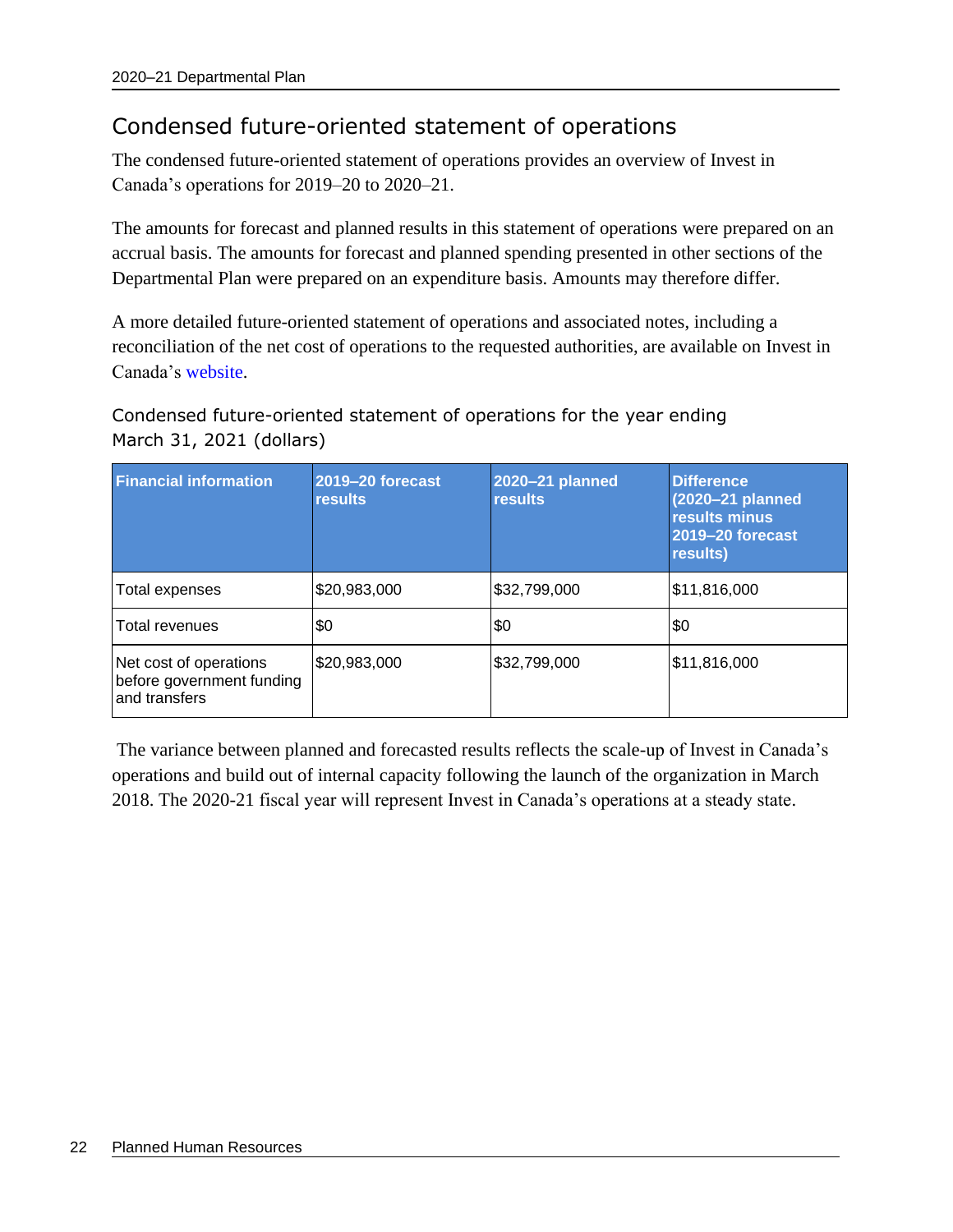## Condensed future-oriented statement of operations

The condensed future-oriented statement of operations provides an overview of Invest in Canada's operations for 2019–20 to 2020–21.

The amounts for forecast and planned results in this statement of operations were prepared on an accrual basis. The amounts for forecast and planned spending presented in other sections of the Departmental Plan were prepared on an expenditure basis. Amounts may therefore differ.

A more detailed future-oriented statement of operations and associated notes, including a reconciliation of the net cost of operations to the requested authorities, are available on Invest in Canada's website.

### Condensed future-oriented statement of operations for the year ending March 31, 2021 (dollars)

| Financial information | 2019–20 forecast results | 2020–21 planned results | Difference (2020–21 planned results minus 2019–20 forecast results) |
|---|---|---|---|
| Total expenses | $20,983,000 | $32,799,000 | $11,816,000 |
| Total revenues | $0 | $0 | $0 |
| Net cost of operations before government funding and transfers | $20,983,000 | $32,799,000 | $11,816,000 |

The variance between planned and forecasted results reflects the scale-up of Invest in Canada's operations and build out of internal capacity following the launch of the organization in March 2018. The 2020-21 fiscal year will represent Invest in Canada's operations at a steady state.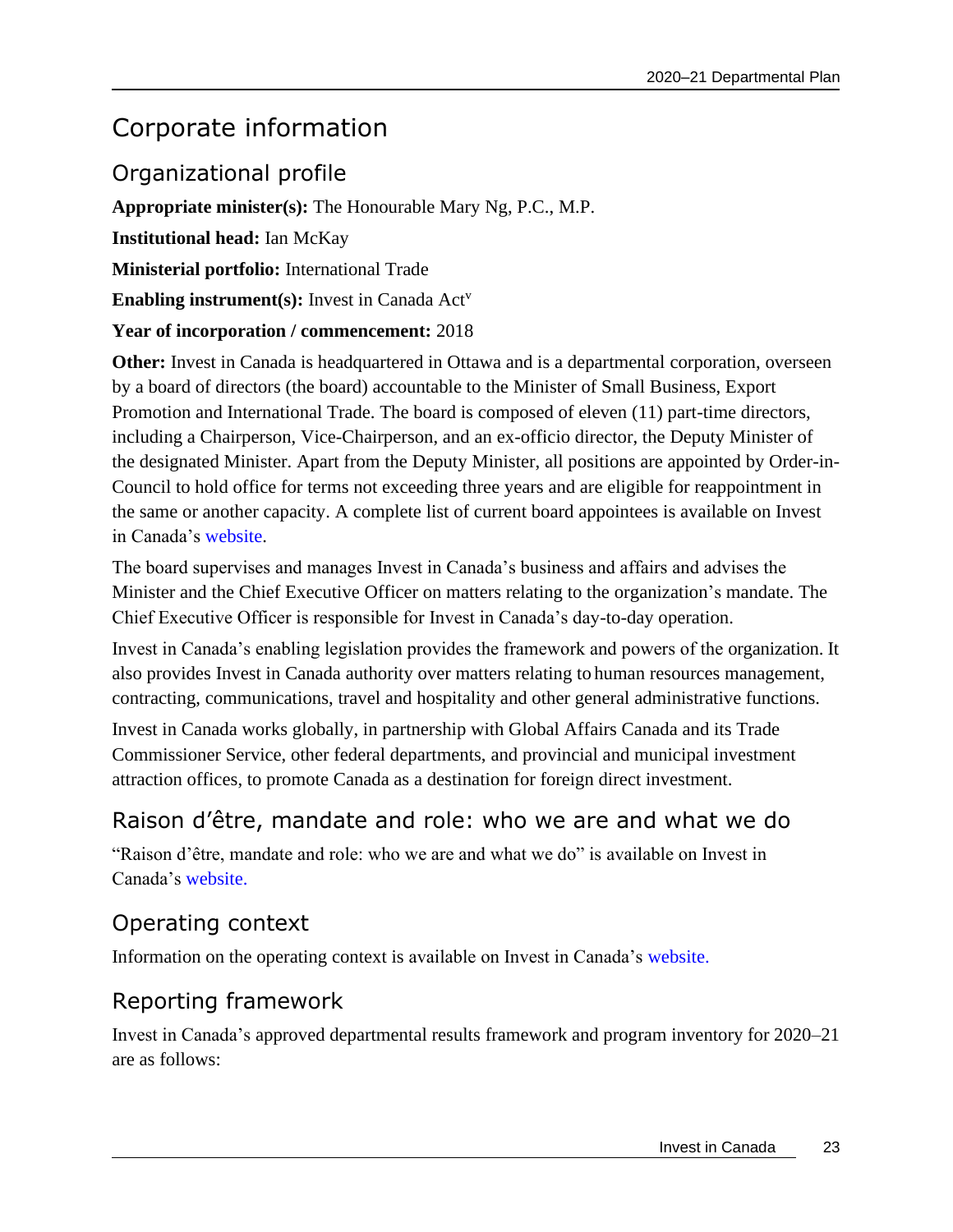# Corporate information

## Organizational profile

**Appropriate minister(s):** The Honourable Mary Ng, P.C., M.P.

**Institutional head:** Ian McKay

**Ministerial portfolio:** International Trade

**Enabling instrument(s):** Invest in Canada Act[v]

**Year of incorporation / commencement:** 2018

**Other:** Invest in Canada is headquartered in Ottawa and is a departmental corporation, overseen by a board of directors (the board) accountable to the Minister of Small Business, Export Promotion and International Trade. The board is composed of eleven (11) part-time directors, including a Chairperson, Vice-Chairperson, and an ex-officio director, the Deputy Minister of the designated Minister. Apart from the Deputy Minister, all positions are appointed by Order-in-Council to hold office for terms not exceeding three years and are eligible for reappointment in the same or another capacity. A complete list of current board appointees is available on Invest in Canada's website.

The board supervises and manages Invest in Canada's business and affairs and advises the Minister and the Chief Executive Officer on matters relating to the organization's mandate. The Chief Executive Officer is responsible for Invest in Canada's day-to-day operation.

Invest in Canada's enabling legislation provides the framework and powers of the organization. It also provides Invest in Canada authority over matters relating to human resources management, contracting, communications, travel and hospitality and other general administrative functions.

Invest in Canada works globally, in partnership with Global Affairs Canada and its Trade Commissioner Service, other federal departments, and provincial and municipal investment attraction offices, to promote Canada as a destination for foreign direct investment.

## Raison d'être, mandate and role: who we are and what we do

"Raison d'être, mandate and role: who we are and what we do" is available on Invest in Canada's website.

## Operating context

Information on the operating context is available on Invest in Canada's website.

## Reporting framework

Invest in Canada's approved departmental results framework and program inventory for 2020–21 are as follows: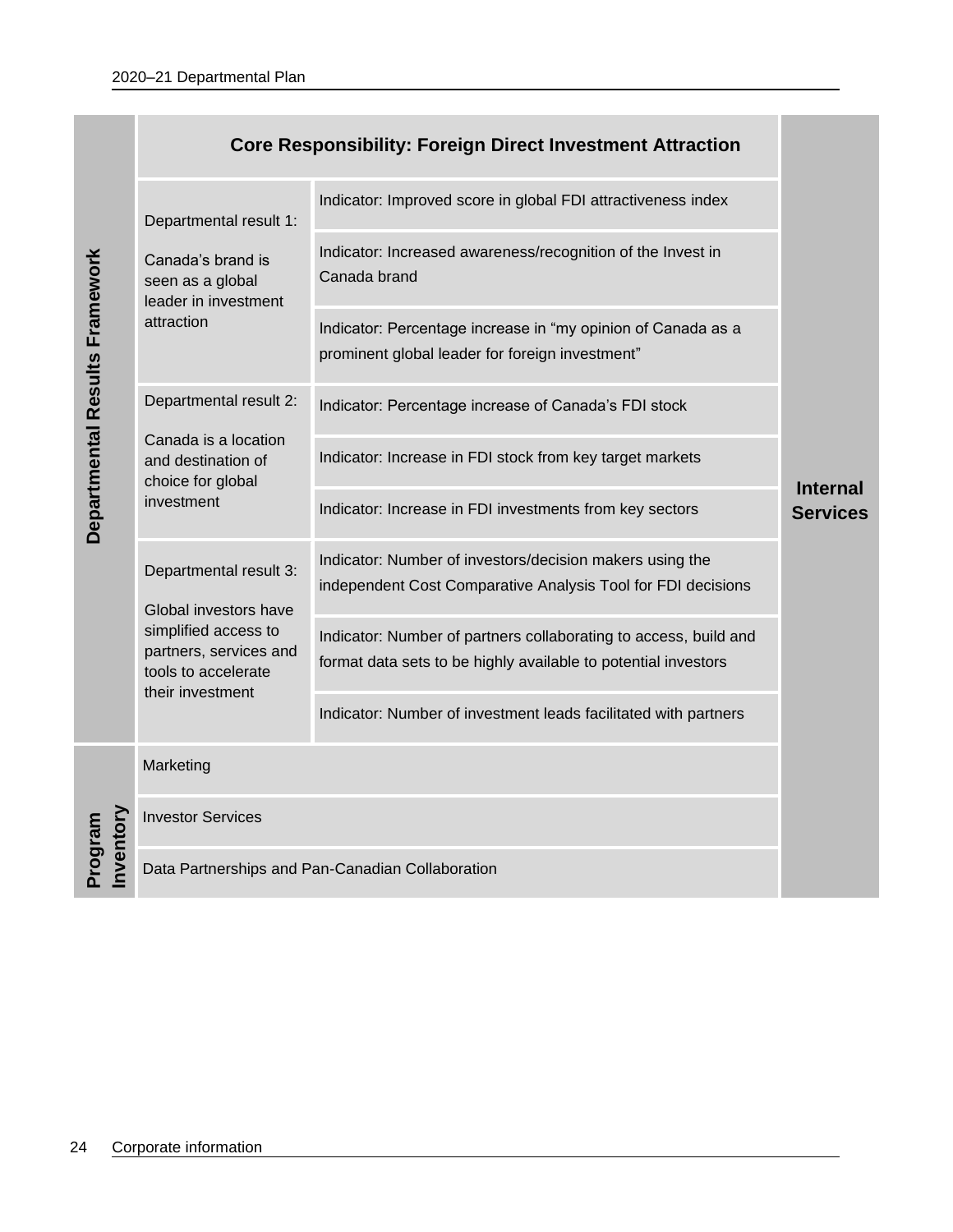| Departmental Results Framework | Core Responsibility: Foreign Direct Investment Attraction | | Internal Services |
|---|---|---|---|
| | Departmental result 1: Canada's brand is seen as a global leader in investment attraction | Indicator: Improved score in global FDI attractiveness index | |
| | | Indicator: Increased awareness/recognition of the Invest in Canada brand | |
| | | Indicator: Percentage increase in "my opinion of Canada as a prominent global leader for foreign investment" | |
| | Departmental result 2: Canada is a location and destination of choice for global investment | Indicator: Percentage increase of Canada's FDI stock | |
| | | Indicator: Increase in FDI stock from key target markets | |
| | | Indicator: Increase in FDI investments from key sectors | |
| | Departmental result 3: Global investors have simplified access to partners, services and tools to accelerate their investment | Indicator: Number of investors/decision makers using the independent Cost Comparative Analysis Tool for FDI decisions | |
| | | Indicator: Number of partners collaborating to access, build and format data sets to be highly available to potential investors | |
| | | Indicator: Number of investment leads facilitated with partners | |
| Program Inventory | Marketing | | |
| | Investor Services | | |
| | Data Partnerships and Pan-Canadian Collaboration | | |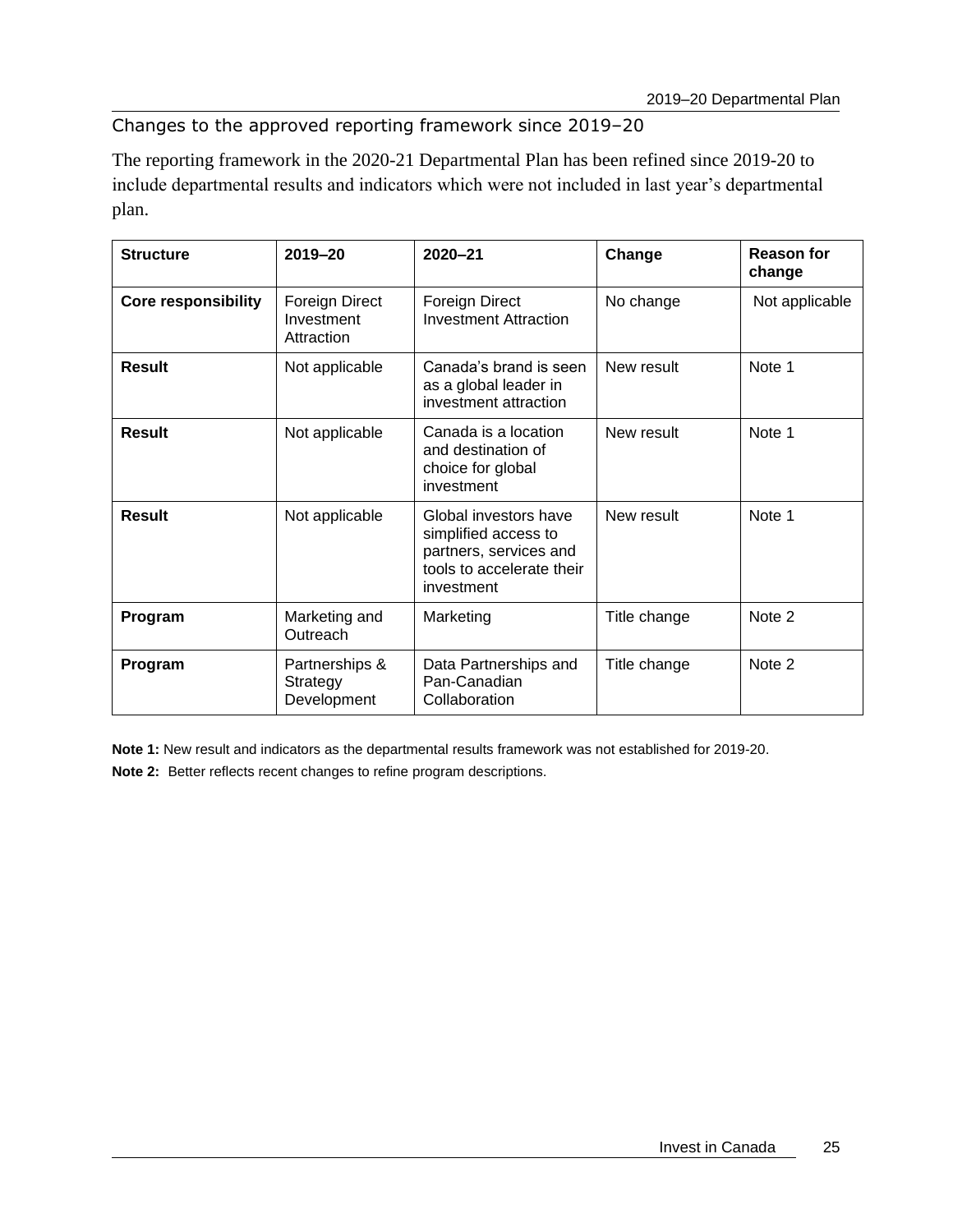## Changes to the approved reporting framework since 2019–20

The reporting framework in the 2020-21 Departmental Plan has been refined since 2019-20 to include departmental results and indicators which were not included in last year's departmental plan.

| Structure | 2019–20 | 2020–21 | Change | Reason for change |
|---|---|---|---|---|
| **Core responsibility** | Foreign Direct Investment Attraction | Foreign Direct Investment Attraction | No change | Not applicable |
| **Result** | Not applicable | Canada's brand is seen as a global leader in investment attraction | New result | Note 1 |
| **Result** | Not applicable | Canada is a location and destination of choice for global investment | New result | Note 1 |
| **Result** | Not applicable | Global investors have simplified access to partners, services and tools to accelerate their investment | New result | Note 1 |
| **Program** | Marketing and Outreach | Marketing | Title change | Note 2 |
| **Program** | Partnerships & Strategy Development | Data Partnerships and Pan-Canadian Collaboration | Title change | Note 2 |

**Note 1:** New result and indicators as the departmental results framework was not established for 2019-20.

**Note 2:** Better reflects recent changes to refine program descriptions.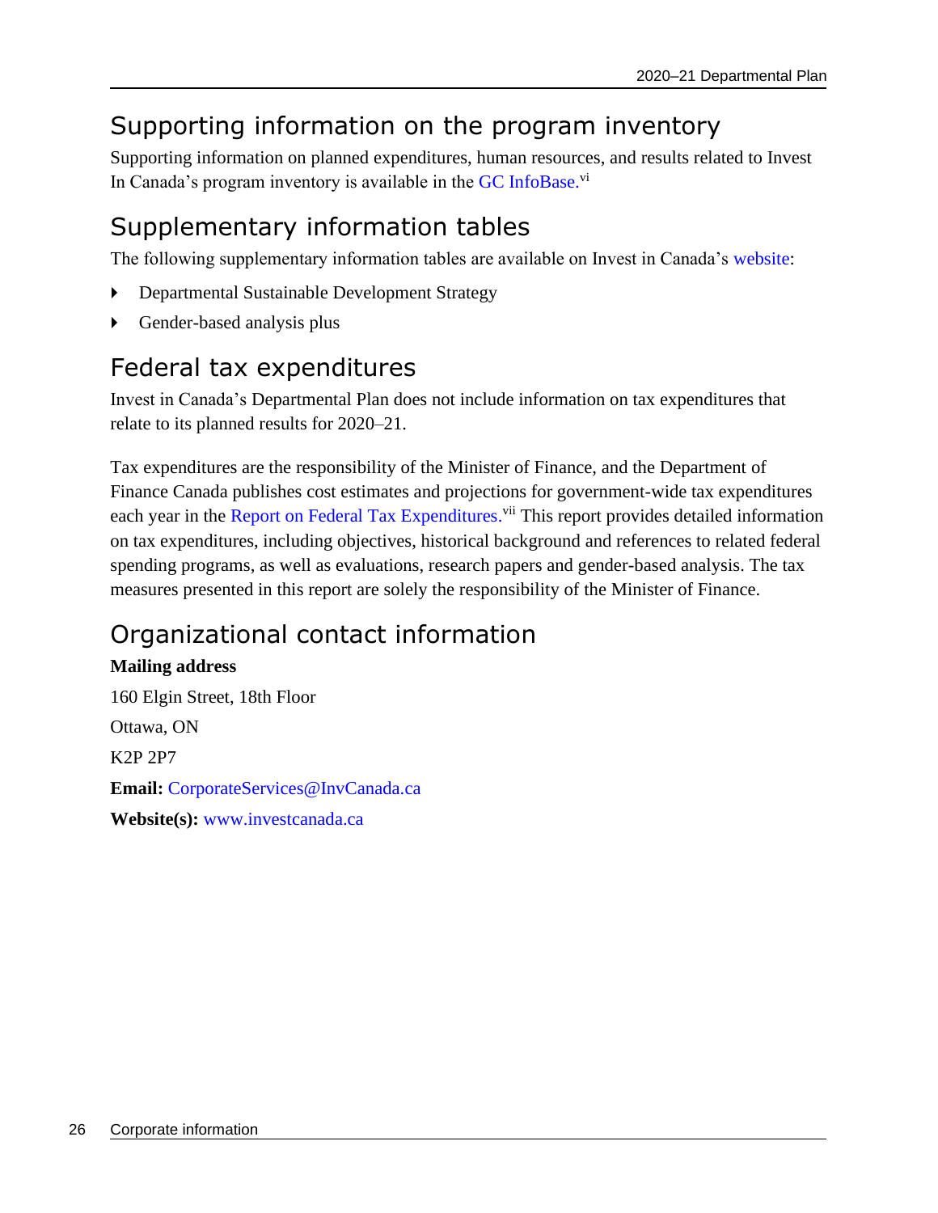## Supporting information on the program inventory

Supporting information on planned expenditures, human resources, and results related to Invest In Canada's program inventory is available in the GC InfoBase.[vi]

## Supplementary information tables

The following supplementary information tables are available on Invest in Canada's website:

- Departmental Sustainable Development Strategy
- Gender-based analysis plus

## Federal tax expenditures

Invest in Canada's Departmental Plan does not include information on tax expenditures that relate to its planned results for 2020–21.

Tax expenditures are the responsibility of the Minister of Finance, and the Department of Finance Canada publishes cost estimates and projections for government-wide tax expenditures each year in the Report on Federal Tax Expenditures.[vii] This report provides detailed information on tax expenditures, including objectives, historical background and references to related federal spending programs, as well as evaluations, research papers and gender-based analysis. The tax measures presented in this report are solely the responsibility of the Minister of Finance.

## Organizational contact information

**Mailing address**

160 Elgin Street, 18th Floor

Ottawa, ON

K2P 2P7

**Email:** CorporateServices@InvCanada.ca

**Website(s):** www.investcanada.ca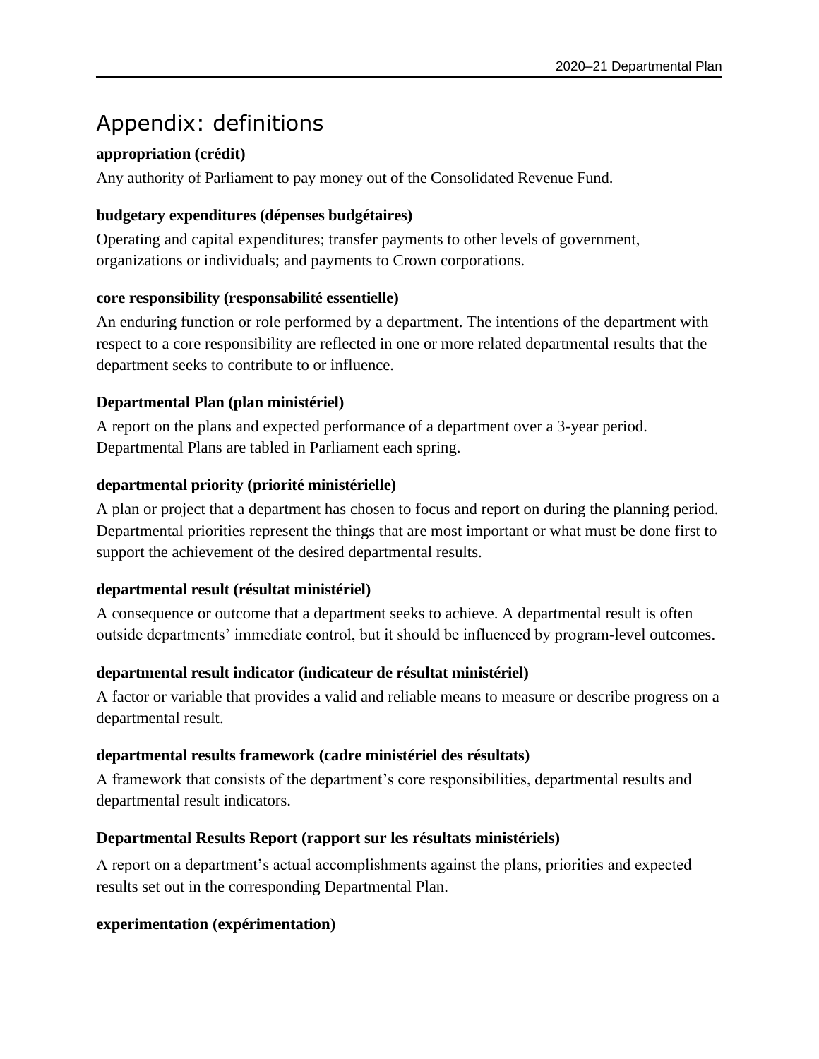# Appendix: definitions

**appropriation (crédit)**

Any authority of Parliament to pay money out of the Consolidated Revenue Fund.

**budgetary expenditures (dépenses budgétaires)**

Operating and capital expenditures; transfer payments to other levels of government, organizations or individuals; and payments to Crown corporations.

**core responsibility (responsabilité essentielle)**

An enduring function or role performed by a department. The intentions of the department with respect to a core responsibility are reflected in one or more related departmental results that the department seeks to contribute to or influence.

**Departmental Plan (plan ministériel)**

A report on the plans and expected performance of a department over a 3-year period. Departmental Plans are tabled in Parliament each spring.

**departmental priority (priorité ministérielle)**

A plan or project that a department has chosen to focus and report on during the planning period. Departmental priorities represent the things that are most important or what must be done first to support the achievement of the desired departmental results.

**departmental result (résultat ministériel)**

A consequence or outcome that a department seeks to achieve. A departmental result is often outside departments' immediate control, but it should be influenced by program-level outcomes.

**departmental result indicator (indicateur de résultat ministériel)**

A factor or variable that provides a valid and reliable means to measure or describe progress on a departmental result.

**departmental results framework (cadre ministériel des résultats)**

A framework that consists of the department's core responsibilities, departmental results and departmental result indicators.

**Departmental Results Report (rapport sur les résultats ministériels)**

A report on a department's actual accomplishments against the plans, priorities and expected results set out in the corresponding Departmental Plan.

**experimentation (expérimentation)**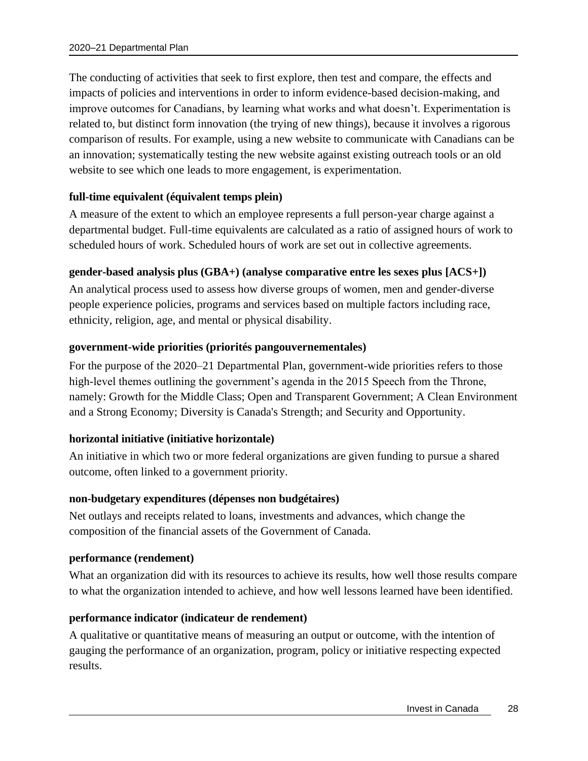The conducting of activities that seek to first explore, then test and compare, the effects and impacts of policies and interventions in order to inform evidence-based decision-making, and improve outcomes for Canadians, by learning what works and what doesn't. Experimentation is related to, but distinct form innovation (the trying of new things), because it involves a rigorous comparison of results. For example, using a new website to communicate with Canadians can be an innovation; systematically testing the new website against existing outreach tools or an old website to see which one leads to more engagement, is experimentation.

**full-time equivalent (équivalent temps plein)**

A measure of the extent to which an employee represents a full person-year charge against a departmental budget. Full-time equivalents are calculated as a ratio of assigned hours of work to scheduled hours of work. Scheduled hours of work are set out in collective agreements.

**gender-based analysis plus (GBA+) (analyse comparative entre les sexes plus [ACS+])**

An analytical process used to assess how diverse groups of women, men and gender-diverse people experience policies, programs and services based on multiple factors including race, ethnicity, religion, age, and mental or physical disability.

**government-wide priorities (priorités pangouvernementales)**

For the purpose of the 2020–21 Departmental Plan, government-wide priorities refers to those high-level themes outlining the government's agenda in the 2015 Speech from the Throne, namely: Growth for the Middle Class; Open and Transparent Government; A Clean Environment and a Strong Economy; Diversity is Canada's Strength; and Security and Opportunity.

**horizontal initiative (initiative horizontale)**

An initiative in which two or more federal organizations are given funding to pursue a shared outcome, often linked to a government priority.

**non-budgetary expenditures (dépenses non budgétaires)**

Net outlays and receipts related to loans, investments and advances, which change the composition of the financial assets of the Government of Canada.

**performance (rendement)**

What an organization did with its resources to achieve its results, how well those results compare to what the organization intended to achieve, and how well lessons learned have been identified.

**performance indicator (indicateur de rendement)**

A qualitative or quantitative means of measuring an output or outcome, with the intention of gauging the performance of an organization, program, policy or initiative respecting expected results.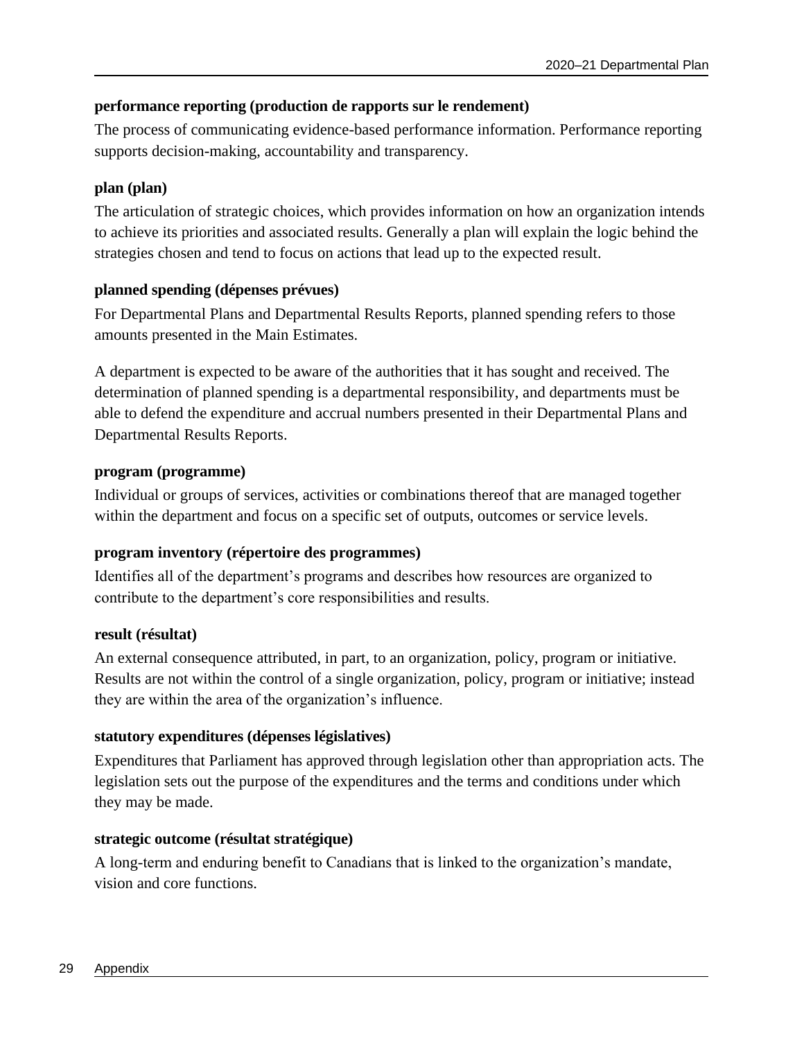**performance reporting (production de rapports sur le rendement)**

The process of communicating evidence-based performance information. Performance reporting supports decision-making, accountability and transparency.

**plan (plan)**

The articulation of strategic choices, which provides information on how an organization intends to achieve its priorities and associated results. Generally a plan will explain the logic behind the strategies chosen and tend to focus on actions that lead up to the expected result.

**planned spending (dépenses prévues)**

For Departmental Plans and Departmental Results Reports, planned spending refers to those amounts presented in the Main Estimates.

A department is expected to be aware of the authorities that it has sought and received. The determination of planned spending is a departmental responsibility, and departments must be able to defend the expenditure and accrual numbers presented in their Departmental Plans and Departmental Results Reports.

**program (programme)**

Individual or groups of services, activities or combinations thereof that are managed together within the department and focus on a specific set of outputs, outcomes or service levels.

**program inventory (répertoire des programmes)**

Identifies all of the department's programs and describes how resources are organized to contribute to the department's core responsibilities and results.

**result (résultat)**

An external consequence attributed, in part, to an organization, policy, program or initiative. Results are not within the control of a single organization, policy, program or initiative; instead they are within the area of the organization's influence.

**statutory expenditures (dépenses législatives)**

Expenditures that Parliament has approved through legislation other than appropriation acts. The legislation sets out the purpose of the expenditures and the terms and conditions under which they may be made.

**strategic outcome (résultat stratégique)**

A long-term and enduring benefit to Canadians that is linked to the organization's mandate, vision and core functions.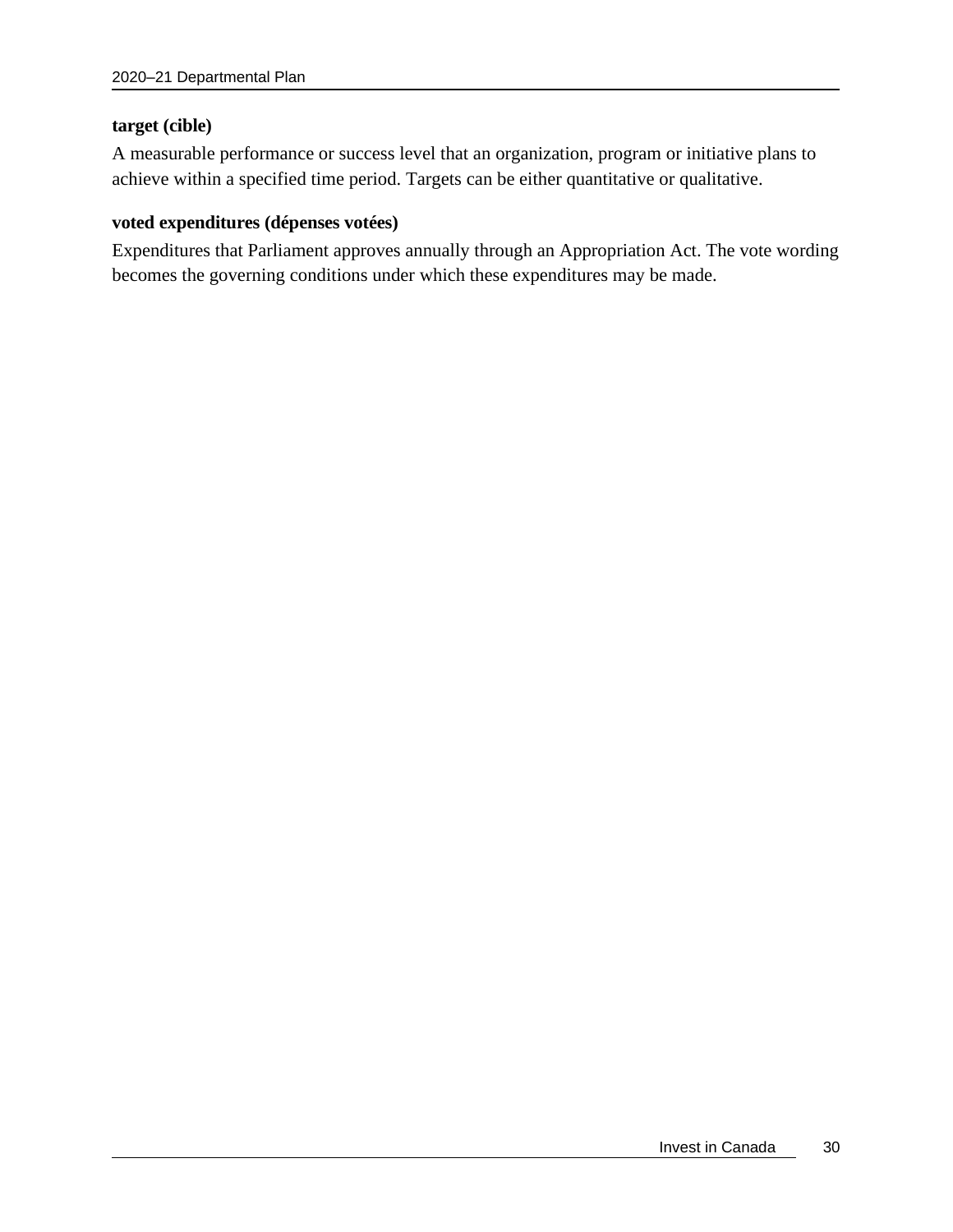**target (cible)**

A measurable performance or success level that an organization, program or initiative plans to achieve within a specified time period. Targets can be either quantitative or qualitative.

**voted expenditures (dépenses votées)**

Expenditures that Parliament approves annually through an Appropriation Act. The vote wording becomes the governing conditions under which these expenditures may be made.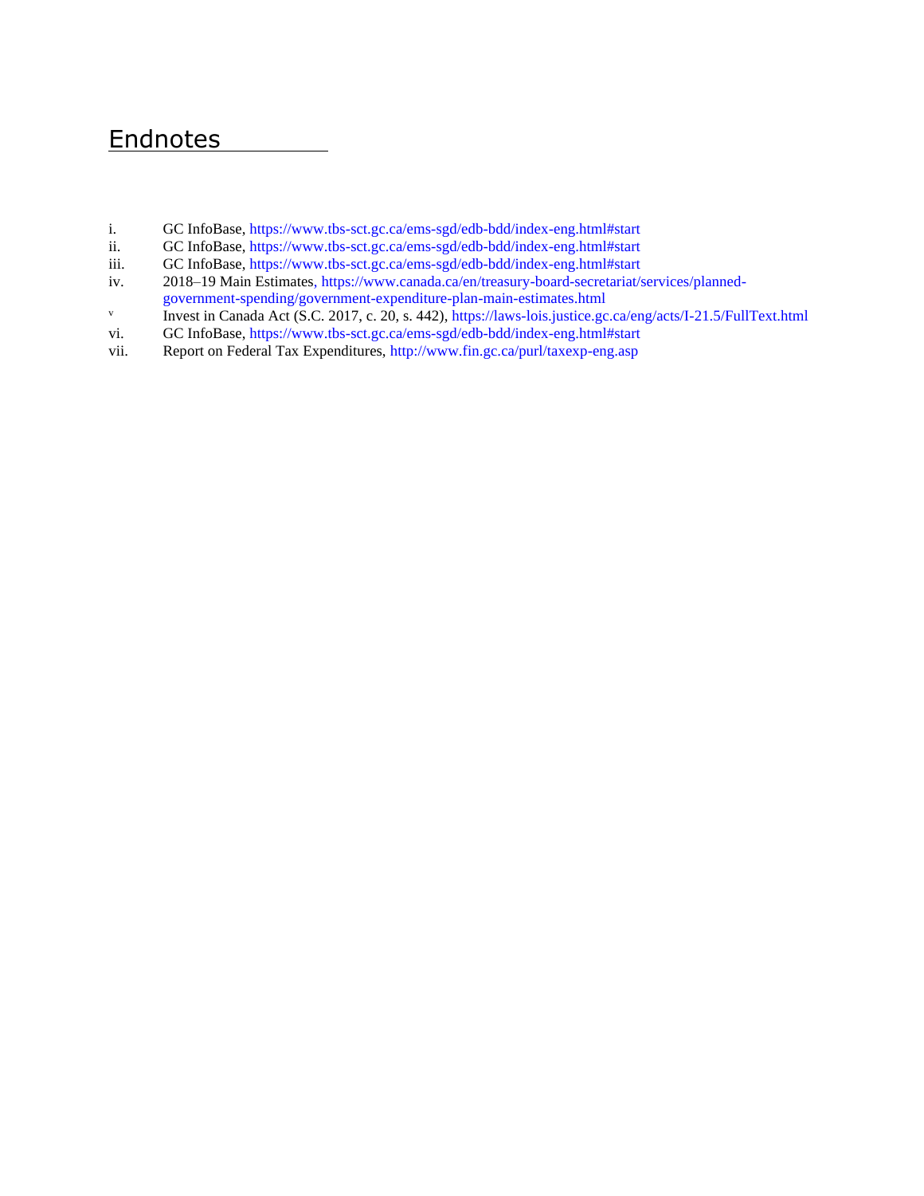# Endnotes

i. GC InfoBase, https://www.tbs-sct.gc.ca/ems-sgd/edb-bdd/index-eng.html#start
ii. GC InfoBase, https://www.tbs-sct.gc.ca/ems-sgd/edb-bdd/index-eng.html#start
iii. GC InfoBase, https://www.tbs-sct.gc.ca/ems-sgd/edb-bdd/index-eng.html#start
iv. 2018–19 Main Estimates, https://www.canada.ca/en/treasury-board-secretariat/services/planned-government-spending/government-expenditure-plan-main-estimates.html
v Invest in Canada Act (S.C. 2017, c. 20, s. 442), https://laws-lois.justice.gc.ca/eng/acts/I-21.5/FullText.html
vi. GC InfoBase, https://www.tbs-sct.gc.ca/ems-sgd/edb-bdd/index-eng.html#start
vii. Report on Federal Tax Expenditures, http://www.fin.gc.ca/purl/taxexp-eng.asp